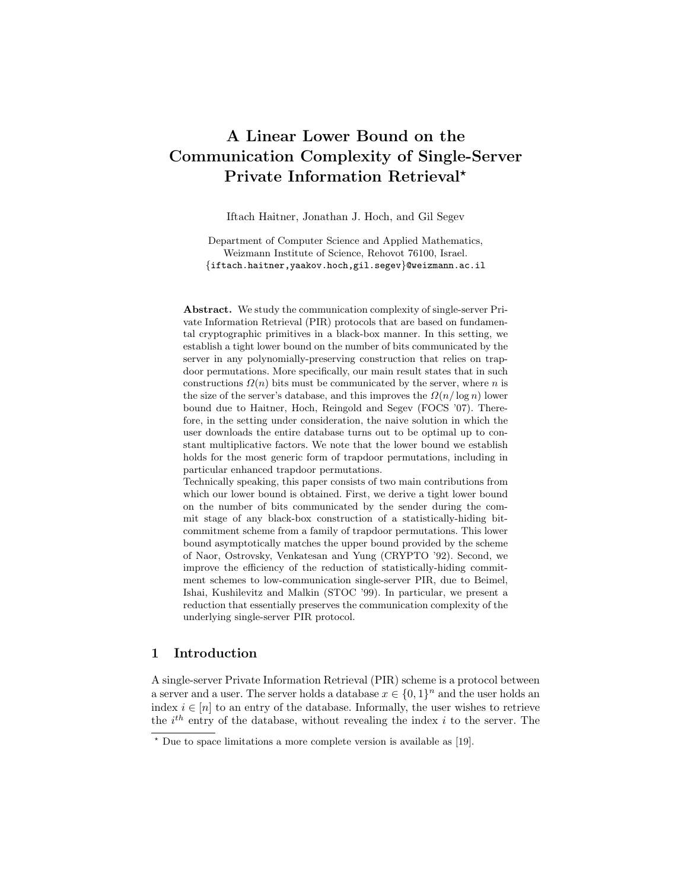# A Linear Lower Bound on the Communication Complexity of Single-Server Private Information Retrieval*

Iftach Haitner, Jonathan J. Hoch, and Gil Segev

Department of Computer Science and Applied Mathematics,
Weizmann Institute of Science, Rehovot 76100, Israel.
{iftach.haitner,yaakov.hoch,gil.segev}@weizmann.ac.il

**Abstract.** We study the communication complexity of single-server Private Information Retrieval (PIR) protocols that are based on fundamental cryptographic primitives in a black-box manner. In this setting, we establish a tight lower bound on the number of bits communicated by the server in any polynomially-preserving construction that relies on trapdoor permutations. More specifically, our main result states that in such constructions $\Omega(n)$ bits must be communicated by the server, where $n$ is the size of the server's database, and this improves the $\Omega(n/\log n)$ lower bound due to Haitner, Hoch, Reingold and Segev (FOCS '07). Therefore, in the setting under consideration, the naive solution in which the user downloads the entire database turns out to be optimal up to constant multiplicative factors. We note that the lower bound we establish holds for the most generic form of trapdoor permutations, including in particular enhanced trapdoor permutations.

Technically speaking, this paper consists of two main contributions from which our lower bound is obtained. First, we derive a tight lower bound on the number of bits communicated by the sender during the commit stage of any black-box construction of a statistically-hiding bit-commitment scheme from a family of trapdoor permutations. This lower bound asymptotically matches the upper bound provided by the scheme of Naor, Ostrovsky, Venkatesan and Yung (CRYPTO '92). Second, we improve the efficiency of the reduction of statistically-hiding commitment schemes to low-communication single-server PIR, due to Beimel, Ishai, Kushilevitz and Malkin (STOC '99). In particular, we present a reduction that essentially preserves the communication complexity of the underlying single-server PIR protocol.

## 1 Introduction

A single-server Private Information Retrieval (PIR) scheme is a protocol between a server and a user. The server holds a database $x \in \{0,1\}^n$ and the user holds an index $i \in [n]$ to an entry of the database. Informally, the user wishes to retrieve the $i^{th}$ entry of the database, without revealing the index $i$ to the server. The

* Due to space limitations a more complete version is available as [19].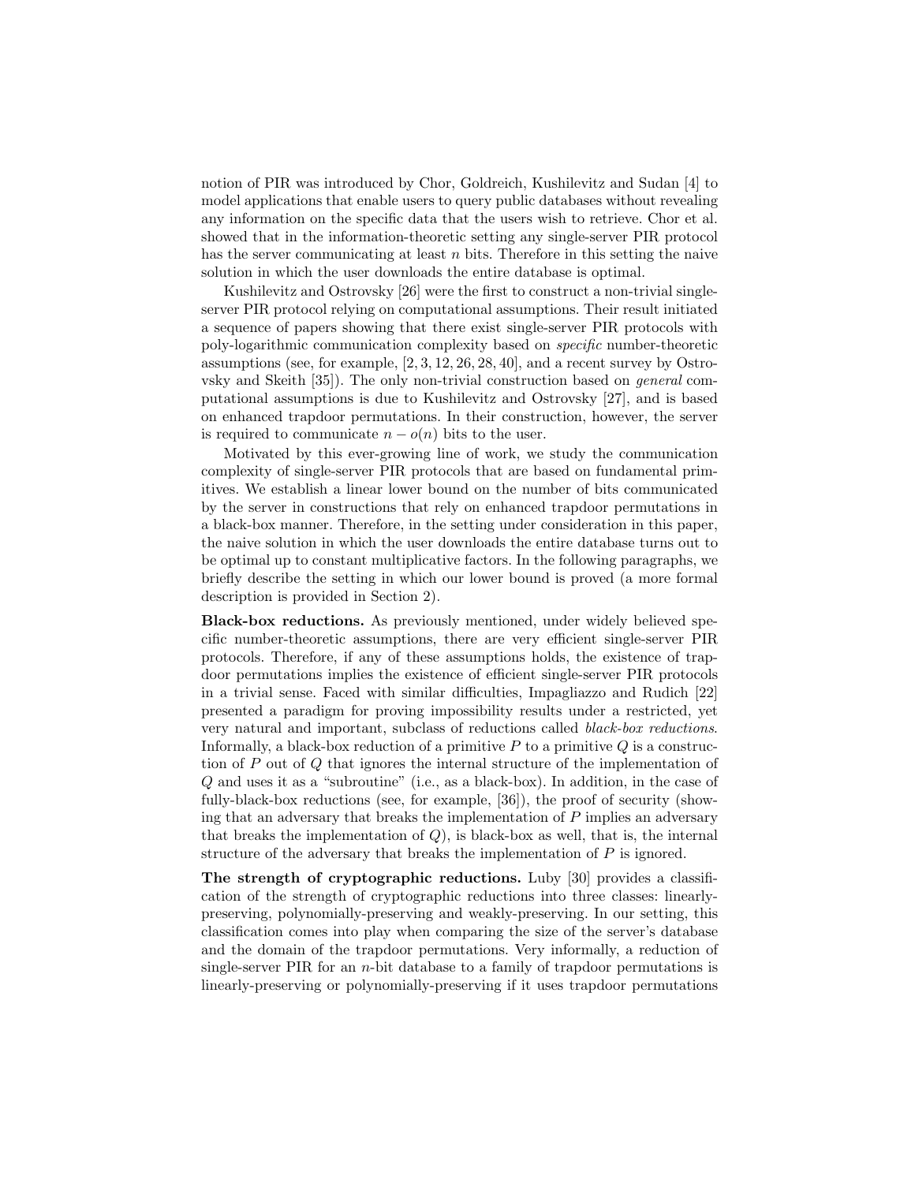notion of PIR was introduced by Chor, Goldreich, Kushilevitz and Sudan [4] to model applications that enable users to query public databases without revealing any information on the specific data that the users wish to retrieve. Chor et al. showed that in the information-theoretic setting any single-server PIR protocol has the server communicating at least $n$ bits. Therefore in this setting the naive solution in which the user downloads the entire database is optimal.

Kushilevitz and Ostrovsky [26] were the first to construct a non-trivial single-server PIR protocol relying on computational assumptions. Their result initiated a sequence of papers showing that there exist single-server PIR protocols with poly-logarithmic communication complexity based on *specific* number-theoretic assumptions (see, for example, [2, 3, 12, 26, 28, 40], and a recent survey by Ostrovsky and Skeith [35]). The only non-trivial construction based on *general* computational assumptions is due to Kushilevitz and Ostrovsky [27], and is based on enhanced trapdoor permutations. In their construction, however, the server is required to communicate $n - o(n)$ bits to the user.

Motivated by this ever-growing line of work, we study the communication complexity of single-server PIR protocols that are based on fundamental primitives. We establish a linear lower bound on the number of bits communicated by the server in constructions that rely on enhanced trapdoor permutations in a black-box manner. Therefore, in the setting under consideration in this paper, the naive solution in which the user downloads the entire database turns out to be optimal up to constant multiplicative factors. In the following paragraphs, we briefly describe the setting in which our lower bound is proved (a more formal description is provided in Section 2).

**Black-box reductions.** As previously mentioned, under widely believed specific number-theoretic assumptions, there are very efficient single-server PIR protocols. Therefore, if any of these assumptions holds, the existence of trapdoor permutations implies the existence of efficient single-server PIR protocols in a trivial sense. Faced with similar difficulties, Impagliazzo and Rudich [22] presented a paradigm for proving impossibility results under a restricted, yet very natural and important, subclass of reductions called *black-box reductions*. Informally, a black-box reduction of a primitive $P$ to a primitive $Q$ is a construction of $P$ out of $Q$ that ignores the internal structure of the implementation of $Q$ and uses it as a "subroutine" (i.e., as a black-box). In addition, in the case of fully-black-box reductions (see, for example, [36]), the proof of security (showing that an adversary that breaks the implementation of $P$ implies an adversary that breaks the implementation of $Q$), is black-box as well, that is, the internal structure of the adversary that breaks the implementation of $P$ is ignored.

**The strength of cryptographic reductions.** Luby [30] provides a classification of the strength of cryptographic reductions into three classes: linearly-preserving, polynomially-preserving and weakly-preserving. In our setting, this classification comes into play when comparing the size of the server's database and the domain of the trapdoor permutations. Very informally, a reduction of single-server PIR for an $n$-bit database to a family of trapdoor permutations is linearly-preserving or polynomially-preserving if it uses trapdoor permutations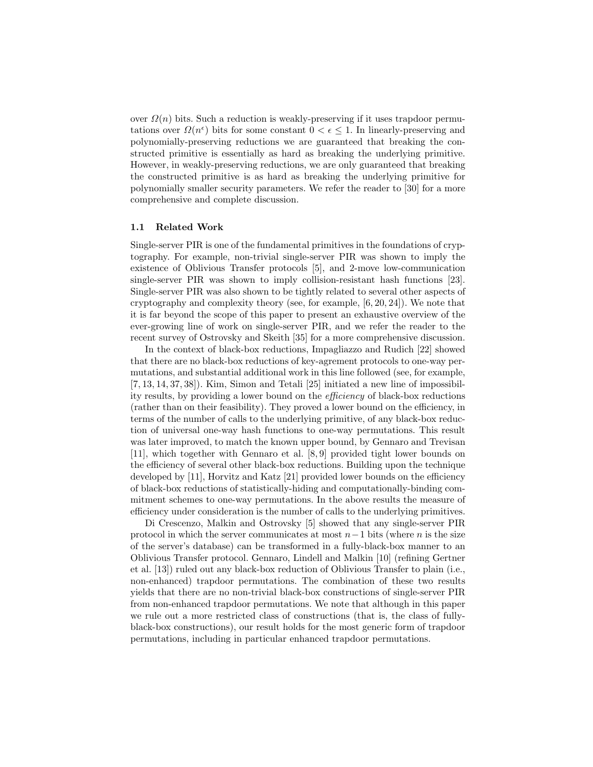over $\Omega(n)$ bits. Such a reduction is weakly-preserving if it uses trapdoor permutations over $\Omega(n^{\epsilon})$ bits for some constant $0 < \epsilon \leq 1$. In linearly-preserving and polynomially-preserving reductions we are guaranteed that breaking the constructed primitive is essentially as hard as breaking the underlying primitive. However, in weakly-preserving reductions, we are only guaranteed that breaking the constructed primitive is as hard as breaking the underlying primitive for polynomially smaller security parameters. We refer the reader to [30] for a more comprehensive and complete discussion.

### 1.1 Related Work

Single-server PIR is one of the fundamental primitives in the foundations of cryptography. For example, non-trivial single-server PIR was shown to imply the existence of Oblivious Transfer protocols [5], and 2-move low-communication single-server PIR was shown to imply collision-resistant hash functions [23]. Single-server PIR was also shown to be tightly related to several other aspects of cryptography and complexity theory (see, for example, [6, 20, 24]). We note that it is far beyond the scope of this paper to present an exhaustive overview of the ever-growing line of work on single-server PIR, and we refer the reader to the recent survey of Ostrovsky and Skeith [35] for a more comprehensive discussion.

In the context of black-box reductions, Impagliazzo and Rudich [22] showed that there are no black-box reductions of key-agrement protocols to one-way permutations, and substantial additional work in this line followed (see, for example, [7, 13, 14, 37, 38]). Kim, Simon and Tetali [25] initiated a new line of impossibility results, by providing a lower bound on the *efficiency* of black-box reductions (rather than on their feasibility). They proved a lower bound on the efficiency, in terms of the number of calls to the underlying primitive, of any black-box reduction of universal one-way hash functions to one-way permutations. This result was later improved, to match the known upper bound, by Gennaro and Trevisan [11], which together with Gennaro et al. [8, 9] provided tight lower bounds on the efficiency of several other black-box reductions. Building upon the technique developed by [11], Horvitz and Katz [21] provided lower bounds on the efficiency of black-box reductions of statistically-hiding and computationally-binding commitment schemes to one-way permutations. In the above results the measure of efficiency under consideration is the number of calls to the underlying primitives.

Di Crescenzo, Malkin and Ostrovsky [5] showed that any single-server PIR protocol in which the server communicates at most $n-1$ bits (where $n$ is the size of the server's database) can be transformed in a fully-black-box manner to an Oblivious Transfer protocol. Gennaro, Lindell and Malkin [10] (refining Gertner et al. [13]) ruled out any black-box reduction of Oblivious Transfer to plain (i.e., non-enhanced) trapdoor permutations. The combination of these two results yields that there are no non-trivial black-box constructions of single-server PIR from non-enhanced trapdoor permutations. We note that although in this paper we rule out a more restricted class of constructions (that is, the class of fully-black-box constructions), our result holds for the most generic form of trapdoor permutations, including in particular enhanced trapdoor permutations.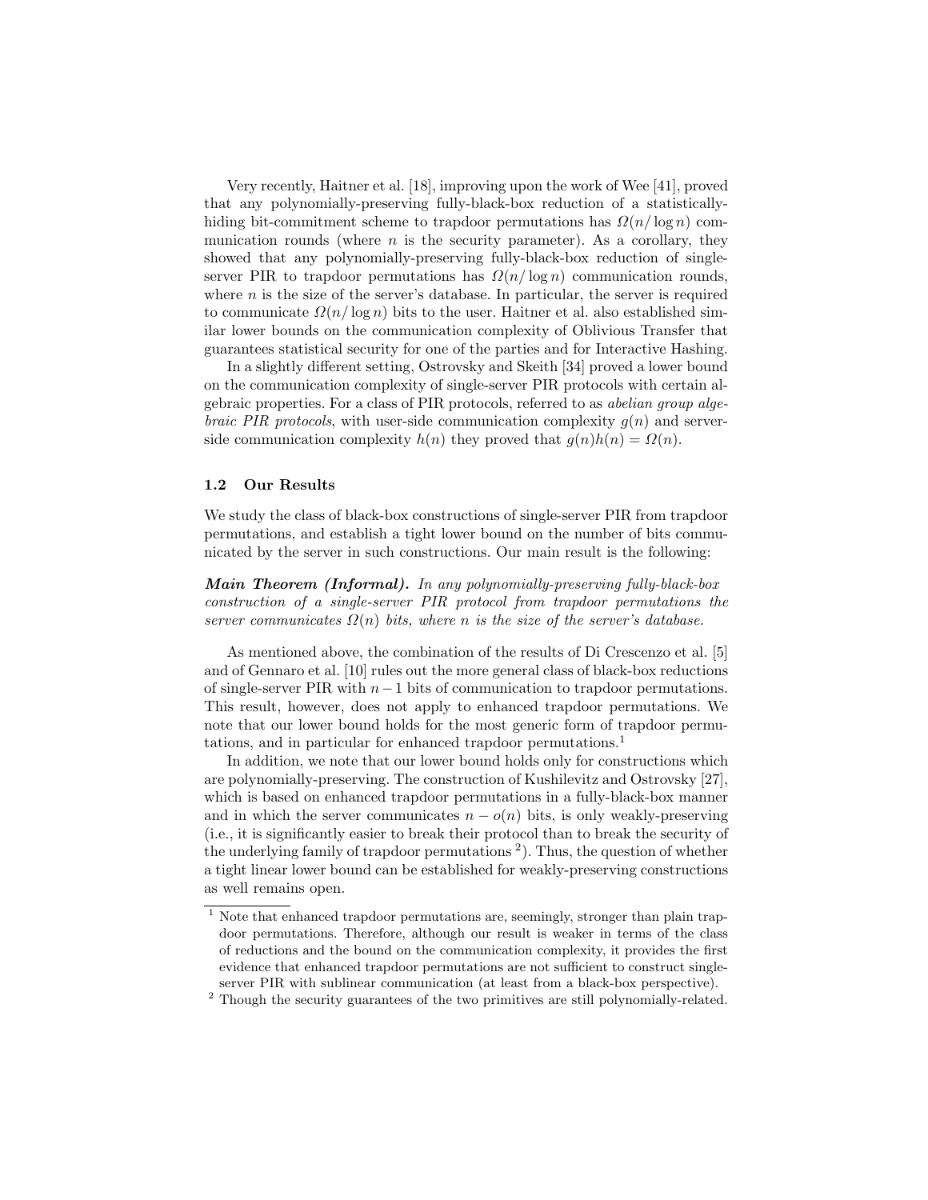Very recently, Haitner et al. [18], improving upon the work of Wee [41], proved that any polynomially-preserving fully-black-box reduction of a statistically-hiding bit-commitment scheme to trapdoor permutations has $\Omega(n/\log n)$ communication rounds (where $n$ is the security parameter). As a corollary, they showed that any polynomially-preserving fully-black-box reduction of single-server PIR to trapdoor permutations has $\Omega(n/\log n)$ communication rounds, where $n$ is the size of the server's database. In particular, the server is required to communicate $\Omega(n/\log n)$ bits to the user. Haitner et al. also established similar lower bounds on the communication complexity of Oblivious Transfer that guarantees statistical security for one of the parties and for Interactive Hashing.

In a slightly different setting, Ostrovsky and Skeith [34] proved a lower bound on the communication complexity of single-server PIR protocols with certain algebraic properties. For a class of PIR protocols, referred to as *abelian group algebraic PIR protocols*, with user-side communication complexity $g(n)$ and server-side communication complexity $h(n)$ they proved that $g(n)h(n) = \Omega(n)$.

### 1.2 Our Results

We study the class of black-box constructions of single-server PIR from trapdoor permutations, and establish a tight lower bound on the number of bits communicated by the server in such constructions. Our main result is the following:

***Main Theorem (Informal).*** *In any polynomially-preserving fully-black-box construction of a single-server PIR protocol from trapdoor permutations the server communicates $\Omega(n)$ bits, where $n$ is the size of the server's database.*

As mentioned above, the combination of the results of Di Crescenzo et al. [5] and of Gennaro et al. [10] rules out the more general class of black-box reductions of single-server PIR with $n-1$ bits of communication to trapdoor permutations. This result, however, does not apply to enhanced trapdoor permutations. We note that our lower bound holds for the most generic form of trapdoor permutations, and in particular for enhanced trapdoor permutations.[1]

In addition, we note that our lower bound holds only for constructions which are polynomially-preserving. The construction of Kushilevitz and Ostrovsky [27], which is based on enhanced trapdoor permutations in a fully-black-box manner and in which the server communicates $n - o(n)$ bits, is only weakly-preserving (i.e., it is significantly easier to break their protocol than to break the security of the underlying family of trapdoor permutations [2]). Thus, the question of whether a tight linear lower bound can be established for weakly-preserving constructions as well remains open.

[1] Note that enhanced trapdoor permutations are, seemingly, stronger than plain trapdoor permutations. Therefore, although our result is weaker in terms of the class of reductions and the bound on the communication complexity, it provides the first evidence that enhanced trapdoor permutations are not sufficient to construct single-server PIR with sublinear communication (at least from a black-box perspective).

[2] Though the security guarantees of the two primitives are still polynomially-related.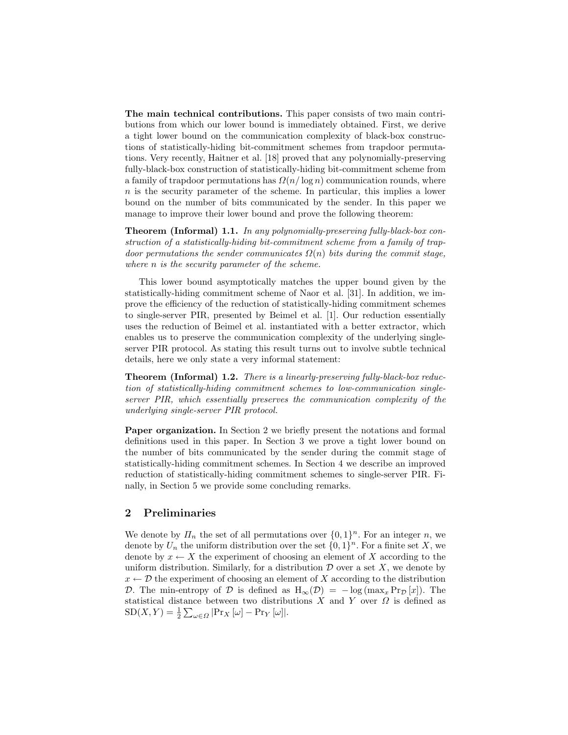**The main technical contributions.** This paper consists of two main contributions from which our lower bound is immediately obtained. First, we derive a tight lower bound on the communication complexity of black-box constructions of statistically-hiding bit-commitment schemes from trapdoor permutations. Very recently, Haitner et al. [18] proved that any polynomially-preserving fully-black-box construction of statistically-hiding bit-commitment scheme from a family of trapdoor permutations has $\Omega(n/\log n)$ communication rounds, where $n$ is the security parameter of the scheme. In particular, this implies a lower bound on the number of bits communicated by the sender. In this paper we manage to improve their lower bound and prove the following theorem:

**Theorem (Informal) 1.1.** *In any polynomially-preserving fully-black-box construction of a statistically-hiding bit-commitment scheme from a family of trapdoor permutations the sender communicates $\Omega(n)$ bits during the commit stage, where $n$ is the security parameter of the scheme.*

This lower bound asymptotically matches the upper bound given by the statistically-hiding commitment scheme of Naor et al. [31]. In addition, we improve the efficiency of the reduction of statistically-hiding commitment schemes to single-server PIR, presented by Beimel et al. [1]. Our reduction essentially uses the reduction of Beimel et al. instantiated with a better extractor, which enables us to preserve the communication complexity of the underlying single-server PIR protocol. As stating this result turns out to involve subtle technical details, here we only state a very informal statement:

**Theorem (Informal) 1.2.** *There is a linearly-preserving fully-black-box reduction of statistically-hiding commitment schemes to low-communication single-server PIR, which essentially preserves the communication complexity of the underlying single-server PIR protocol.*

**Paper organization.** In Section 2 we briefly present the notations and formal definitions used in this paper. In Section 3 we prove a tight lower bound on the number of bits communicated by the sender during the commit stage of statistically-hiding commitment schemes. In Section 4 we describe an improved reduction of statistically-hiding commitment schemes to single-server PIR. Finally, in Section 5 we provide some concluding remarks.

## 2 Preliminaries

We denote by $\Pi_n$ the set of all permutations over $\{0,1\}^n$. For an integer $n$, we denote by $U_n$ the uniform distribution over the set $\{0,1\}^n$. For a finite set $X$, we denote by $x \leftarrow X$ the experiment of choosing an element of $X$ according to the uniform distribution. Similarly, for a distribution $\mathcal{D}$ over a set $X$, we denote by $x \leftarrow \mathcal{D}$ the experiment of choosing an element of $X$ according to the distribution $\mathcal{D}$. The min-entropy of $\mathcal{D}$ is defined as $\mathrm{H}_\infty(\mathcal{D}) = -\log\left(\max_x \Pr_{\mathcal{D}}[x]\right)$. The statistical distance between two distributions $X$ and $Y$ over $\Omega$ is defined as $\mathrm{SD}(X,Y) = \frac{1}{2}\sum_{\omega\in\Omega} |\Pr_X[\omega] - \Pr_Y[\omega]|$.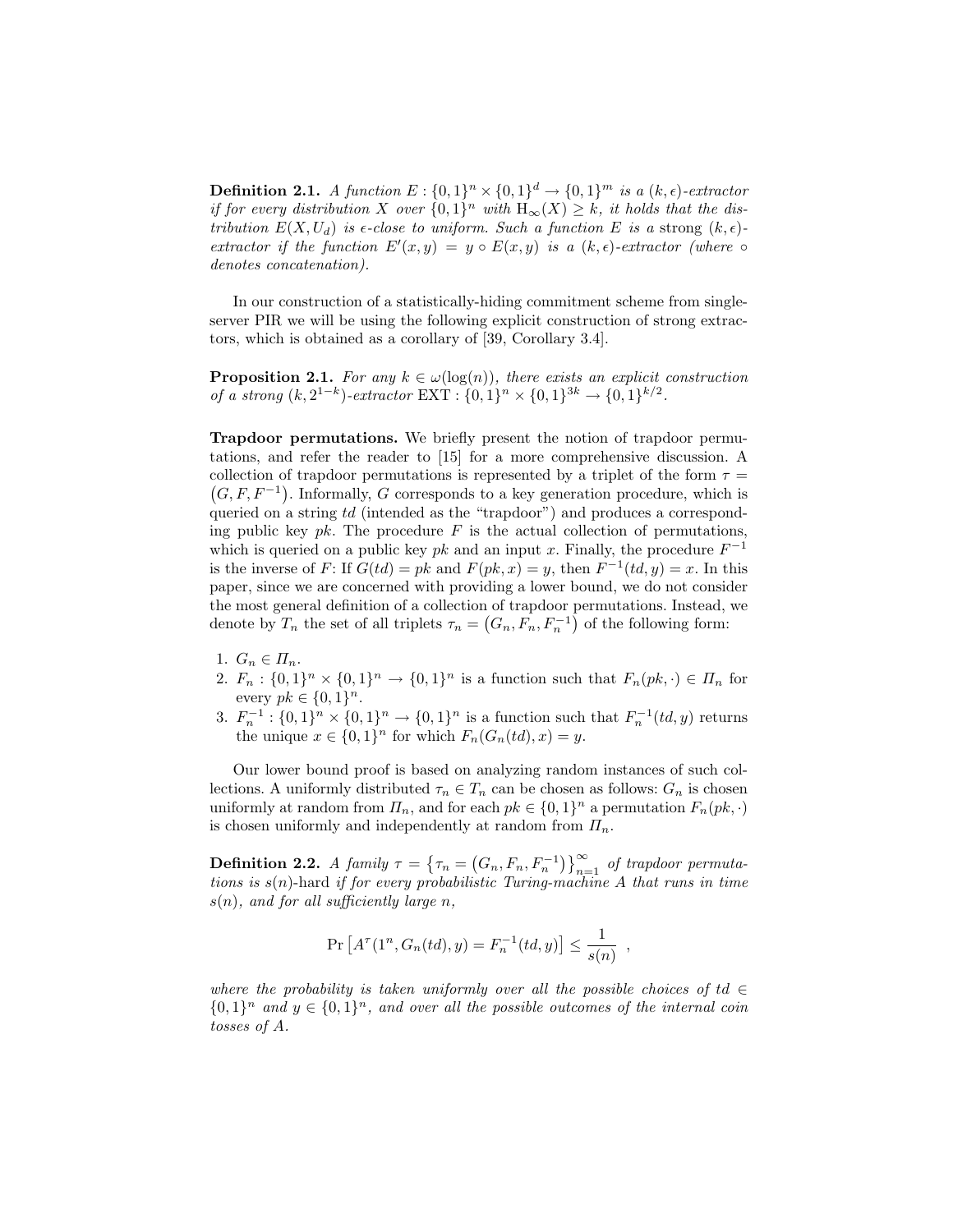**Definition 2.1.** *A function $E : \{0,1\}^n \times \{0,1\}^d \to \{0,1\}^m$ is a $(k,\epsilon)$-extractor if for every distribution $X$ over $\{0,1\}^n$ with $\mathrm{H}_\infty(X) \geq k$, it holds that the distribution $E(X, U_d)$ is $\epsilon$-close to uniform. Such a function $E$ is a* strong $(k,\epsilon)$-extractor *if the function $E'(x,y) = y \circ E(x,y)$ is a $(k,\epsilon)$-extractor (where $\circ$ denotes concatenation).*

In our construction of a statistically-hiding commitment scheme from single-server PIR we will be using the following explicit construction of strong extractors, which is obtained as a corollary of [39, Corollary 3.4].

**Proposition 2.1.** *For any $k \in \omega(\log(n))$, there exists an explicit construction of a strong $(k, 2^{1-k})$-extractor $\mathrm{EXT} : \{0,1\}^n \times \{0,1\}^{3k} \to \{0,1\}^{k/2}$.*

**Trapdoor permutations.** We briefly present the notion of trapdoor permutations, and refer the reader to [15] for a more comprehensive discussion. A collection of trapdoor permutations is represented by a triplet of the form $\tau = \left(G, F, F^{-1}\right)$. Informally, $G$ corresponds to a key generation procedure, which is queried on a string $td$ (intended as the "trapdoor") and produces a corresponding public key $pk$. The procedure $F$ is the actual collection of permutations, which is queried on a public key $pk$ and an input $x$. Finally, the procedure $F^{-1}$ is the inverse of $F$: If $G(td) = pk$ and $F(pk, x) = y$, then $F^{-1}(td, y) = x$. In this paper, since we are concerned with providing a lower bound, we do not consider the most general definition of a collection of trapdoor permutations. Instead, we denote by $T_n$ the set of all triplets $\tau_n = \left(G_n, F_n, F_n^{-1}\right)$ of the following form:

1. $G_n \in \Pi_n$.
2. $F_n : \{0,1\}^n \times \{0,1\}^n \to \{0,1\}^n$ is a function such that $F_n(pk, \cdot) \in \Pi_n$ for every $pk \in \{0,1\}^n$.
3. $F_n^{-1} : \{0,1\}^n \times \{0,1\}^n \to \{0,1\}^n$ is a function such that $F_n^{-1}(td, y)$ returns the unique $x \in \{0,1\}^n$ for which $F_n(G_n(td), x) = y$.

Our lower bound proof is based on analyzing random instances of such collections. A uniformly distributed $\tau_n \in T_n$ can be chosen as follows: $G_n$ is chosen uniformly at random from $\Pi_n$, and for each $pk \in \{0,1\}^n$ a permutation $F_n(pk, \cdot)$ is chosen uniformly and independently at random from $\Pi_n$.

**Definition 2.2.** *A family $\tau = \left\{\tau_n = \left(G_n, F_n, F_n^{-1}\right)\right\}_{n=1}^{\infty}$ of trapdoor permutations is $s(n)$-hard if for every probabilistic Turing-machine $A$ that runs in time $s(n)$, and for all sufficiently large $n$,*

$$\Pr\left[A^{\tau}(1^n, G_n(td), y) = F_n^{-1}(td, y)\right] \leq \frac{1}{s(n)} \ ,$$

*where the probability is taken uniformly over all the possible choices of $td \in \{0,1\}^n$ and $y \in \{0,1\}^n$, and over all the possible outcomes of the internal coin tosses of $A$.*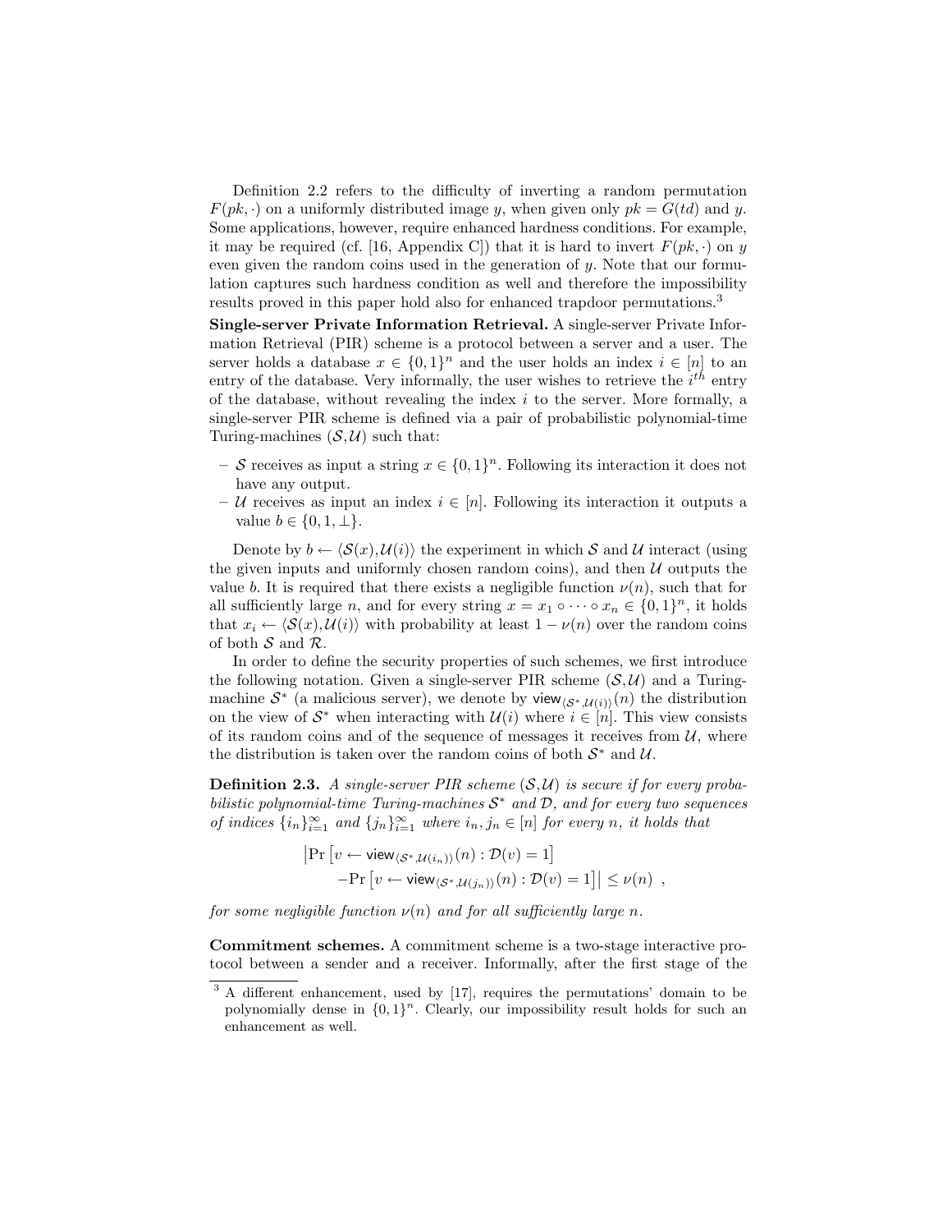Definition 2.2 refers to the difficulty of inverting a random permutation $F(pk, \cdot)$ on a uniformly distributed image $y$, when given only $pk = G(td)$ and $y$. Some applications, however, require enhanced hardness conditions. For example, it may be required (cf. [16, Appendix C]) that it is hard to invert $F(pk, \cdot)$ on $y$ even given the random coins used in the generation of $y$. Note that our formulation captures such hardness condition as well and therefore the impossibility results proved in this paper hold also for enhanced trapdoor permutations.[3]

**Single-server Private Information Retrieval.** A single-server Private Information Retrieval (PIR) scheme is a protocol between a server and a user. The server holds a database $x \in \{0,1\}^n$ and the user holds an index $i \in [n]$ to an entry of the database. Very informally, the user wishes to retrieve the $i^{th}$ entry of the database, without revealing the index $i$ to the server. More formally, a single-server PIR scheme is defined via a pair of probabilistic polynomial-time Turing-machines $(\mathcal{S}, \mathcal{U})$ such that:

- $\mathcal{S}$ receives as input a string $x \in \{0,1\}^n$. Following its interaction it does not have any output.
- $\mathcal{U}$ receives as input an index $i \in [n]$. Following its interaction it outputs a value $b \in \{0, 1, \perp\}$.

Denote by $b \leftarrow \langle \mathcal{S}(x), \mathcal{U}(i) \rangle$ the experiment in which $\mathcal{S}$ and $\mathcal{U}$ interact (using the given inputs and uniformly chosen random coins), and then $\mathcal{U}$ outputs the value $b$. It is required that there exists a negligible function $\nu(n)$, such that for all sufficiently large $n$, and for every string $x = x_1 \circ \cdots \circ x_n \in \{0,1\}^n$, it holds that $x_i \leftarrow \langle \mathcal{S}(x), \mathcal{U}(i) \rangle$ with probability at least $1 - \nu(n)$ over the random coins of both $\mathcal{S}$ and $\mathcal{R}$.

In order to define the security properties of such schemes, we first introduce the following notation. Given a single-server PIR scheme $(\mathcal{S}, \mathcal{U})$ and a Turing-machine $\mathcal{S}^*$ (a malicious server), we denote by $\mathsf{view}_{\langle \mathcal{S}^*, \mathcal{U}(i) \rangle}(n)$ the distribution on the view of $\mathcal{S}^*$ when interacting with $\mathcal{U}(i)$ where $i \in [n]$. This view consists of its random coins and of the sequence of messages it receives from $\mathcal{U}$, where the distribution is taken over the random coins of both $\mathcal{S}^*$ and $\mathcal{U}$.

**Definition 2.3.** *A single-server PIR scheme $(\mathcal{S}, \mathcal{U})$ is secure if for every probabilistic polynomial-time Turing-machines $\mathcal{S}^*$ and $\mathcal{D}$, and for every two sequences of indices $\{i_n\}_{i=1}^{\infty}$ and $\{j_n\}_{i=1}^{\infty}$ where $i_n, j_n \in [n]$ for every $n$, it holds that*

$$\Big| \Pr\left[ v \leftarrow \mathsf{view}_{\langle \mathcal{S}^*, \mathcal{U}(i_n) \rangle}(n) : \mathcal{D}(v) = 1 \right] - \Pr\left[ v \leftarrow \mathsf{view}_{\langle \mathcal{S}^*, \mathcal{U}(j_n) \rangle}(n) : \mathcal{D}(v) = 1 \right] \Big| \leq \nu(n) \enspace ,$$

*for some negligible function $\nu(n)$ and for all sufficiently large $n$.*

**Commitment schemes.** A commitment scheme is a two-stage interactive protocol between a sender and a receiver. Informally, after the first stage of the

[3] A different enhancement, used by [17], requires the permutations' domain to be polynomially dense in $\{0,1\}^n$. Clearly, our impossibility result holds for such an enhancement as well.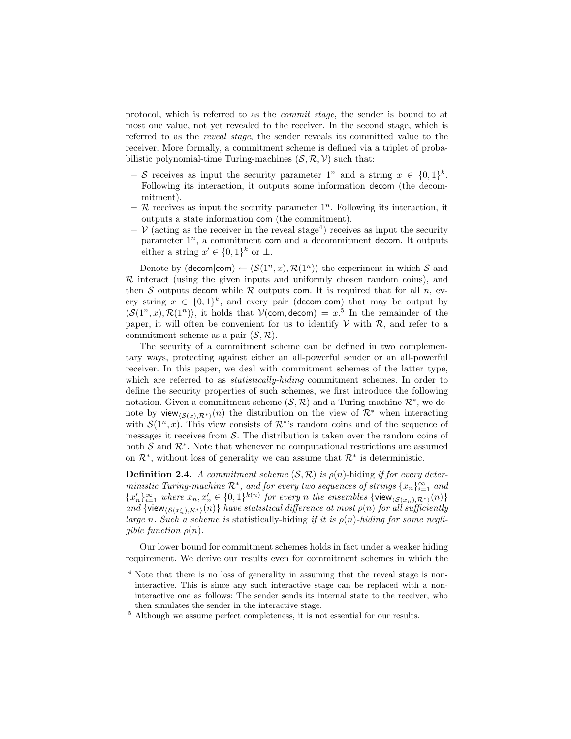protocol, which is referred to as the *commit stage*, the sender is bound to at most one value, not yet revealed to the receiver. In the second stage, which is referred to as the *reveal stage*, the sender reveals its committed value to the receiver. More formally, a commitment scheme is defined via a triplet of probabilistic polynomial-time Turing-machines $(\mathcal{S}, \mathcal{R}, \mathcal{V})$ such that:

- $\mathcal{S}$ receives as input the security parameter $1^n$ and a string $x \in \{0,1\}^k$. Following its interaction, it outputs some information $\mathsf{decom}$ (the decommitment).
- $\mathcal{R}$ receives as input the security parameter $1^n$. Following its interaction, it outputs a state information $\mathsf{com}$ (the commitment).
- $\mathcal{V}$ (acting as the receiver in the reveal stage[4]) receives as input the security parameter $1^n$, a commitment $\mathsf{com}$ and a decommitment $\mathsf{decom}$. It outputs either a string $x' \in \{0,1\}^k$ or $\perp$.

Denote by $(\mathsf{decom}|\mathsf{com}) \leftarrow \langle \mathcal{S}(1^n, x), \mathcal{R}(1^n) \rangle$ the experiment in which $\mathcal{S}$ and $\mathcal{R}$ interact (using the given inputs and uniformly chosen random coins), and then $\mathcal{S}$ outputs $\mathsf{decom}$ while $\mathcal{R}$ outputs $\mathsf{com}$. It is required that for all $n$, every string $x \in \{0,1\}^k$, and every pair $(\mathsf{decom}|\mathsf{com})$ that may be output by $\langle \mathcal{S}(1^n, x), \mathcal{R}(1^n) \rangle$, it holds that $\mathcal{V}(\mathsf{com}, \mathsf{decom}) = x$.[5] In the remainder of the paper, it will often be convenient for us to identify $\mathcal{V}$ with $\mathcal{R}$, and refer to a commitment scheme as a pair $(\mathcal{S}, \mathcal{R})$.

The security of a commitment scheme can be defined in two complementary ways, protecting against either an all-powerful sender or an all-powerful receiver. In this paper, we deal with commitment schemes of the latter type, which are referred to as *statistically-hiding* commitment schemes. In order to define the security properties of such schemes, we first introduce the following notation. Given a commitment scheme $(\mathcal{S}, \mathcal{R})$ and a Turing-machine $\mathcal{R}^*$, we denote by $\mathsf{view}_{\langle \mathcal{S}(x), \mathcal{R}^* \rangle}(n)$ the distribution on the view of $\mathcal{R}^*$ when interacting with $\mathcal{S}(1^n, x)$. This view consists of $\mathcal{R}^*$'s random coins and of the sequence of messages it receives from $\mathcal{S}$. The distribution is taken over the random coins of both $\mathcal{S}$ and $\mathcal{R}^*$. Note that whenever no computational restrictions are assumed on $\mathcal{R}^*$, without loss of generality we can assume that $\mathcal{R}^*$ is deterministic.

**Definition 2.4.** *A commitment scheme $(\mathcal{S}, \mathcal{R})$ is $\rho(n)$-hiding if for every deterministic Turing-machine $\mathcal{R}^*$, and for every two sequences of strings $\{x_n\}_{i=1}^{\infty}$ and $\{x'_n\}_{i=1}^{\infty}$ where $x_n, x'_n \in \{0,1\}^{k(n)}$ for every $n$ the ensembles $\{\mathsf{view}_{\langle \mathcal{S}(x_n), \mathcal{R}^* \rangle}(n)\}$ and $\{\mathsf{view}_{\langle \mathcal{S}(x'_n), \mathcal{R}^* \rangle}(n)\}$ have statistical difference at most $\rho(n)$ for all sufficiently large $n$. Such a scheme is* statistically-hiding *if it is $\rho(n)$-hiding for some negligible function $\rho(n)$.*

Our lower bound for commitment schemes holds in fact under a weaker hiding requirement. We derive our results even for commitment schemes in which the

---

[4] Note that there is no loss of generality in assuming that the reveal stage is non-interactive. This is since any such interactive stage can be replaced with a non-interactive one as follows: The sender sends its internal state to the receiver, who then simulates the sender in the interactive stage.

[5] Although we assume perfect completeness, it is not essential for our results.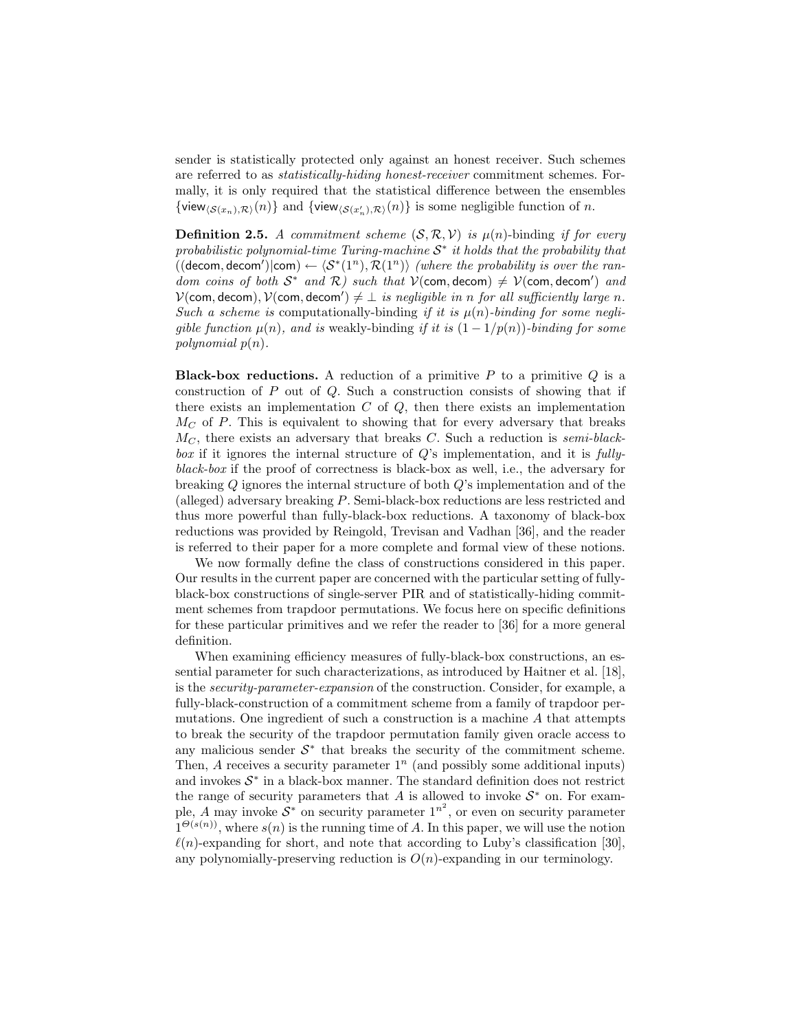sender is statistically protected only against an honest receiver. Such schemes are referred to as *statistically-hiding honest-receiver* commitment schemes. Formally, it is only required that the statistical difference between the ensembles $\{\mathsf{view}_{\langle \mathcal{S}(x_n),\mathcal{R}\rangle}(n)\}$ and $\{\mathsf{view}_{\langle \mathcal{S}(x'_n),\mathcal{R}\rangle}(n)\}$ is some negligible function of $n$.

**Definition 2.5.** *A commitment scheme $(\mathcal{S}, \mathcal{R}, \mathcal{V})$ is* $\mu(n)$-binding *if for every probabilistic polynomial-time Turing-machine $\mathcal{S}^*$ it holds that the probability that $((\mathsf{decom}, \mathsf{decom}')|\mathsf{com}) \leftarrow \langle \mathcal{S}^*(1^n), \mathcal{R}(1^n)\rangle$ (where the probability is over the random coins of both $\mathcal{S}^*$ and $\mathcal{R}$) such that $\mathcal{V}(\mathsf{com}, \mathsf{decom}) \neq \mathcal{V}(\mathsf{com}, \mathsf{decom}')$ and $\mathcal{V}(\mathsf{com}, \mathsf{decom}), \mathcal{V}(\mathsf{com}, \mathsf{decom}') \neq \perp$ is negligible in $n$ for all sufficiently large $n$. Such a scheme is* computationally-binding *if it is $\mu(n)$-binding for some negligible function $\mu(n)$, and is* weakly-binding *if it is $(1 - 1/p(n))$-binding for some polynomial $p(n)$.*

**Black-box reductions.** A reduction of a primitive $P$ to a primitive $Q$ is a construction of $P$ out of $Q$. Such a construction consists of showing that if there exists an implementation $C$ of $Q$, then there exists an implementation $M_C$ of $P$. This is equivalent to showing that for every adversary that breaks $M_C$, there exists an adversary that breaks $C$. Such a reduction is *semi-black-box* if it ignores the internal structure of $Q$'s implementation, and it is *fully-black-box* if the proof of correctness is black-box as well, i.e., the adversary for breaking $Q$ ignores the internal structure of both $Q$'s implementation and of the (alleged) adversary breaking $P$. Semi-black-box reductions are less restricted and thus more powerful than fully-black-box reductions. A taxonomy of black-box reductions was provided by Reingold, Trevisan and Vadhan [36], and the reader is referred to their paper for a more complete and formal view of these notions.

We now formally define the class of constructions considered in this paper. Our results in the current paper are concerned with the particular setting of fully-black-box constructions of single-server PIR and of statistically-hiding commitment schemes from trapdoor permutations. We focus here on specific definitions for these particular primitives and we refer the reader to [36] for a more general definition.

When examining efficiency measures of fully-black-box constructions, an essential parameter for such characterizations, as introduced by Haitner et al. [18], is the *security-parameter-expansion* of the construction. Consider, for example, a fully-black-construction of a commitment scheme from a family of trapdoor permutations. One ingredient of such a construction is a machine $A$ that attempts to break the security of the trapdoor permutation family given oracle access to any malicious sender $\mathcal{S}^*$ that breaks the security of the commitment scheme. Then, $A$ receives a security parameter $1^n$ (and possibly some additional inputs) and invokes $\mathcal{S}^*$ in a black-box manner. The standard definition does not restrict the range of security parameters that $A$ is allowed to invoke $\mathcal{S}^*$ on. For example, $A$ may invoke $\mathcal{S}^*$ on security parameter $1^{n^2}$, or even on security parameter $1^{\Theta(s(n))}$, where $s(n)$ is the running time of $A$. In this paper, we will use the notion $\ell(n)$-expanding for short, and note that according to Luby's classification [30], any polynomially-preserving reduction is $O(n)$-expanding in our terminology.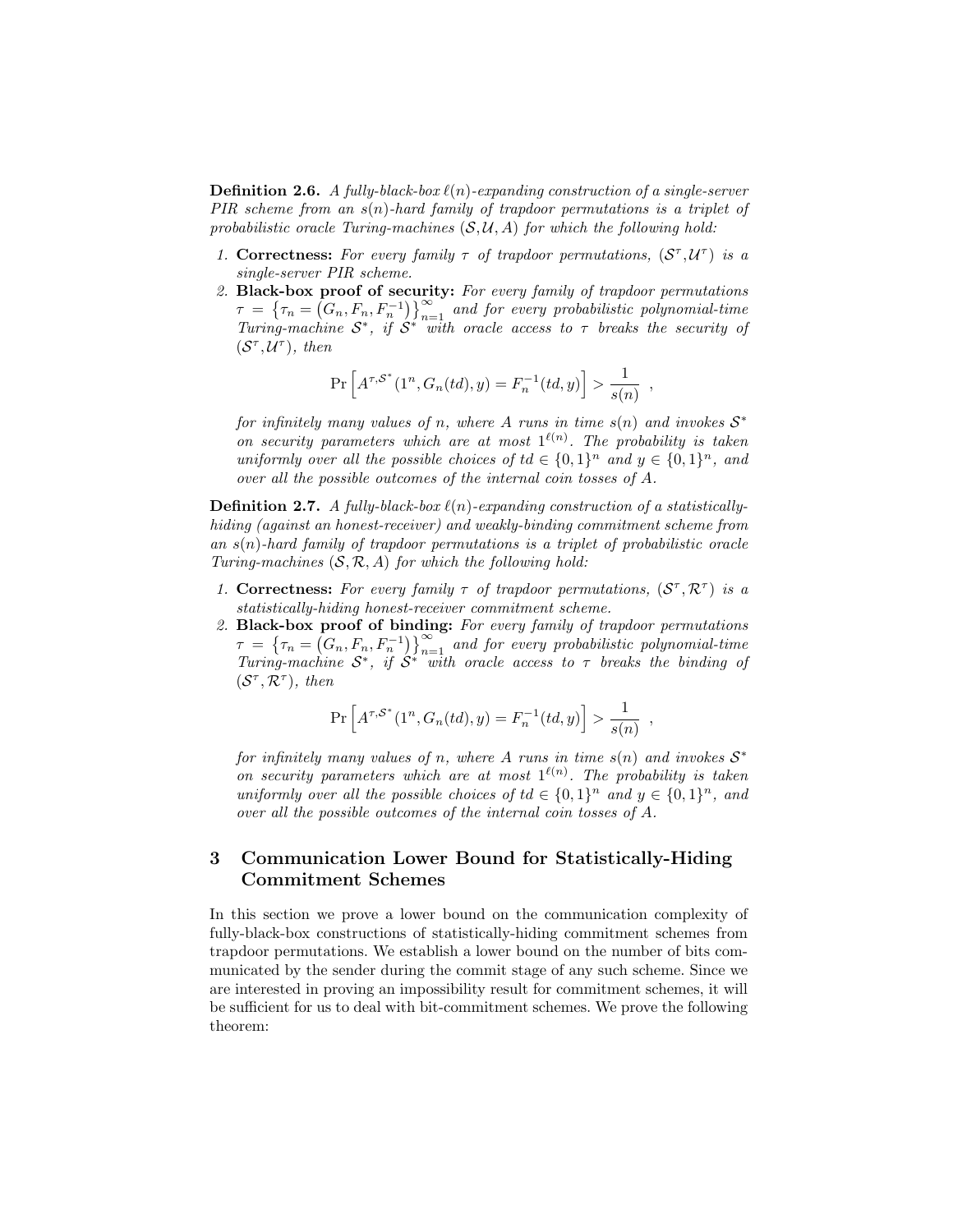**Definition 2.6.** *A fully-black-box $\ell(n)$-expanding construction of a single-server PIR scheme from an $s(n)$-hard family of trapdoor permutations is a triplet of probabilistic oracle Turing-machines $(\mathcal{S}, \mathcal{U}, A)$ for which the following hold:*

1. **Correctness:** *For every family $\tau$ of trapdoor permutations, $(\mathcal{S}^\tau, \mathcal{U}^\tau)$ is a single-server PIR scheme.*
2. **Black-box proof of security:** *For every family of trapdoor permutations $\tau = \left\{\tau_n = \left(G_n, F_n, F_n^{-1}\right)\right\}_{n=1}^{\infty}$ and for every probabilistic polynomial-time Turing-machine $\mathcal{S}^*$, if $\mathcal{S}^*$ with oracle access to $\tau$ breaks the security of $(\mathcal{S}^\tau, \mathcal{U}^\tau)$, then*

$$\Pr\left[A^{\tau, \mathcal{S}^*}(1^n, G_n(td), y) = F_n^{-1}(td, y)\right] > \frac{1}{s(n)} \enspace ,$$

*for infinitely many values of $n$, where $A$ runs in time $s(n)$ and invokes $\mathcal{S}^*$ on security parameters which are at most $1^{\ell(n)}$. The probability is taken uniformly over all the possible choices of $td \in \{0,1\}^n$ and $y \in \{0,1\}^n$, and over all the possible outcomes of the internal coin tosses of $A$.*

**Definition 2.7.** *A fully-black-box $\ell(n)$-expanding construction of a statistically-hiding (against an honest-receiver) and weakly-binding commitment scheme from an $s(n)$-hard family of trapdoor permutations is a triplet of probabilistic oracle Turing-machines $(\mathcal{S}, \mathcal{R}, A)$ for which the following hold:*

1. **Correctness:** *For every family $\tau$ of trapdoor permutations, $(\mathcal{S}^\tau, \mathcal{R}^\tau)$ is a statistically-hiding honest-receiver commitment scheme.*
2. **Black-box proof of binding:** *For every family of trapdoor permutations $\tau = \left\{\tau_n = \left(G_n, F_n, F_n^{-1}\right)\right\}_{n=1}^{\infty}$ and for every probabilistic polynomial-time Turing-machine $\mathcal{S}^*$, if $\mathcal{S}^*$ with oracle access to $\tau$ breaks the binding of $(\mathcal{S}^\tau, \mathcal{R}^\tau)$, then*

$$\Pr\left[A^{\tau, \mathcal{S}^*}(1^n, G_n(td), y) = F_n^{-1}(td, y)\right] > \frac{1}{s(n)} \enspace ,$$

*for infinitely many values of $n$, where $A$ runs in time $s(n)$ and invokes $\mathcal{S}^*$ on security parameters which are at most $1^{\ell(n)}$. The probability is taken uniformly over all the possible choices of $td \in \{0,1\}^n$ and $y \in \{0,1\}^n$, and over all the possible outcomes of the internal coin tosses of $A$.*

## 3 Communication Lower Bound for Statistically-Hiding Commitment Schemes

In this section we prove a lower bound on the communication complexity of fully-black-box constructions of statistically-hiding commitment schemes from trapdoor permutations. We establish a lower bound on the number of bits communicated by the sender during the commit stage of any such scheme. Since we are interested in proving an impossibility result for commitment schemes, it will be sufficient for us to deal with bit-commitment schemes. We prove the following theorem: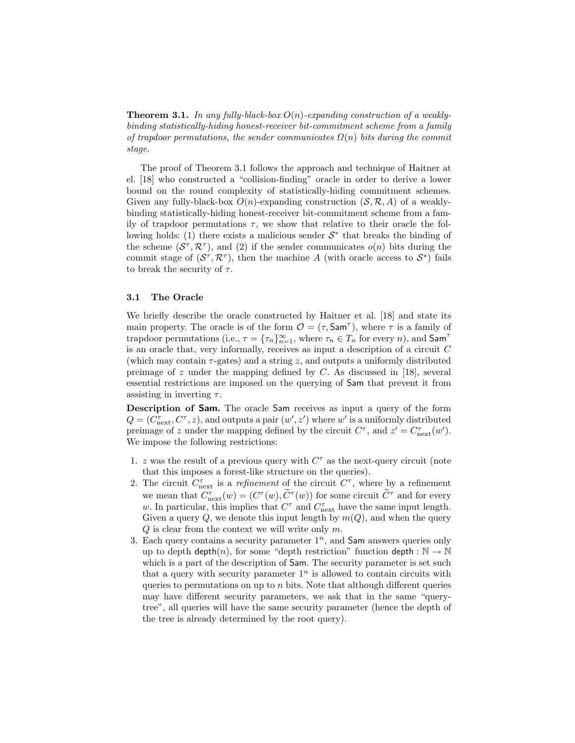**Theorem 3.1.** *In any fully-black-box $O(n)$-expanding construction of a weakly-binding statistically-hiding honest-receiver bit-commitment scheme from a family of trapdoor permutations, the sender communicates $\Omega(n)$ bits during the commit stage.*

The proof of Theorem 3.1 follows the approach and technique of Haitner at el. [18] who constructed a "collision-finding" oracle in order to derive a lower bound on the round complexity of statistically-hiding commitment schemes. Given any fully-black-box $O(n)$-expanding construction $(\mathcal{S}, \mathcal{R}, A)$ of a weakly-binding statistically-hiding honest-receiver bit-commitment scheme from a family of trapdoor permutations $\tau$, we show that relative to their oracle the following holds: (1) there exists a malicious sender $\mathcal{S}^*$ that breaks the binding of the scheme $(\mathcal{S}^\tau, \mathcal{R}^\tau)$, and (2) if the sender communicates $o(n)$ bits during the commit stage of $(\mathcal{S}^\tau, \mathcal{R}^\tau)$, then the machine $A$ (with oracle access to $\mathcal{S}^*$) fails to break the security of $\tau$.

### 3.1 The Oracle

We briefly describe the oracle constructed by Haitner et al. [18] and state its main property. The oracle is of the form $\mathcal{O} = (\tau, \mathsf{Sam}^\tau)$, where $\tau$ is a family of trapdoor permutations (i.e., $\tau = \{\tau_n\}_{n=1}^\infty$, where $\tau_n \in T_n$ for every $n$), and $\mathsf{Sam}^\tau$ is an oracle that, very informally, receives as input a description of a circuit $C$ (which may contain $\tau$-gates) and a string $z$, and outputs a uniformly distributed preimage of $z$ under the mapping defined by $C$. As discussed in [18], several essential restrictions are imposed on the querying of $\mathsf{Sam}$ that prevent it from assisting in inverting $\tau$.

**Description of Sam.** The oracle $\mathsf{Sam}$ receives as input a query of the form $Q = (C^\tau_{\text{next}}, C^\tau, z)$, and outputs a pair $(w', z')$ where $w'$ is a uniformly distributed preimage of $z$ under the mapping defined by the circuit $C^\tau$, and $z' = C^\tau_{\text{next}}(w')$. We impose the following restrictions:

1. $z$ was the result of a previous query with $C^\tau$ as the next-query circuit (note that this imposes a forest-like structure on the queries).
2. The circuit $C^\tau_{\text{next}}$ is a *refinement* of the circuit $C^\tau$, where by a refinement we mean that $C^\tau_{\text{next}}(w) = (C^\tau(w), \widetilde{C}^\tau(w))$ for some circuit $\widetilde{C}^\tau$ and for every $w$. In particular, this implies that $C^\tau$ and $C^\tau_{\text{next}}$ have the same input length. Given a query $Q$, we denote this input length by $m(Q)$, and when the query $Q$ is clear from the context we will write only $m$.
3. Each query contains a security parameter $1^n$, and $\mathsf{Sam}$ answers queries only up to depth $\mathsf{depth}(n)$, for some "depth restriction" function $\mathsf{depth} : \mathbb{N} \to \mathbb{N}$ which is a part of the description of $\mathsf{Sam}$. The security parameter is set such that a query with security parameter $1^n$ is allowed to contain circuits with queries to permutations on up to $n$ bits. Note that although different queries may have different security parameters, we ask that in the same "query-tree", all queries will have the same security parameter (hence the depth of the tree is already determined by the root query).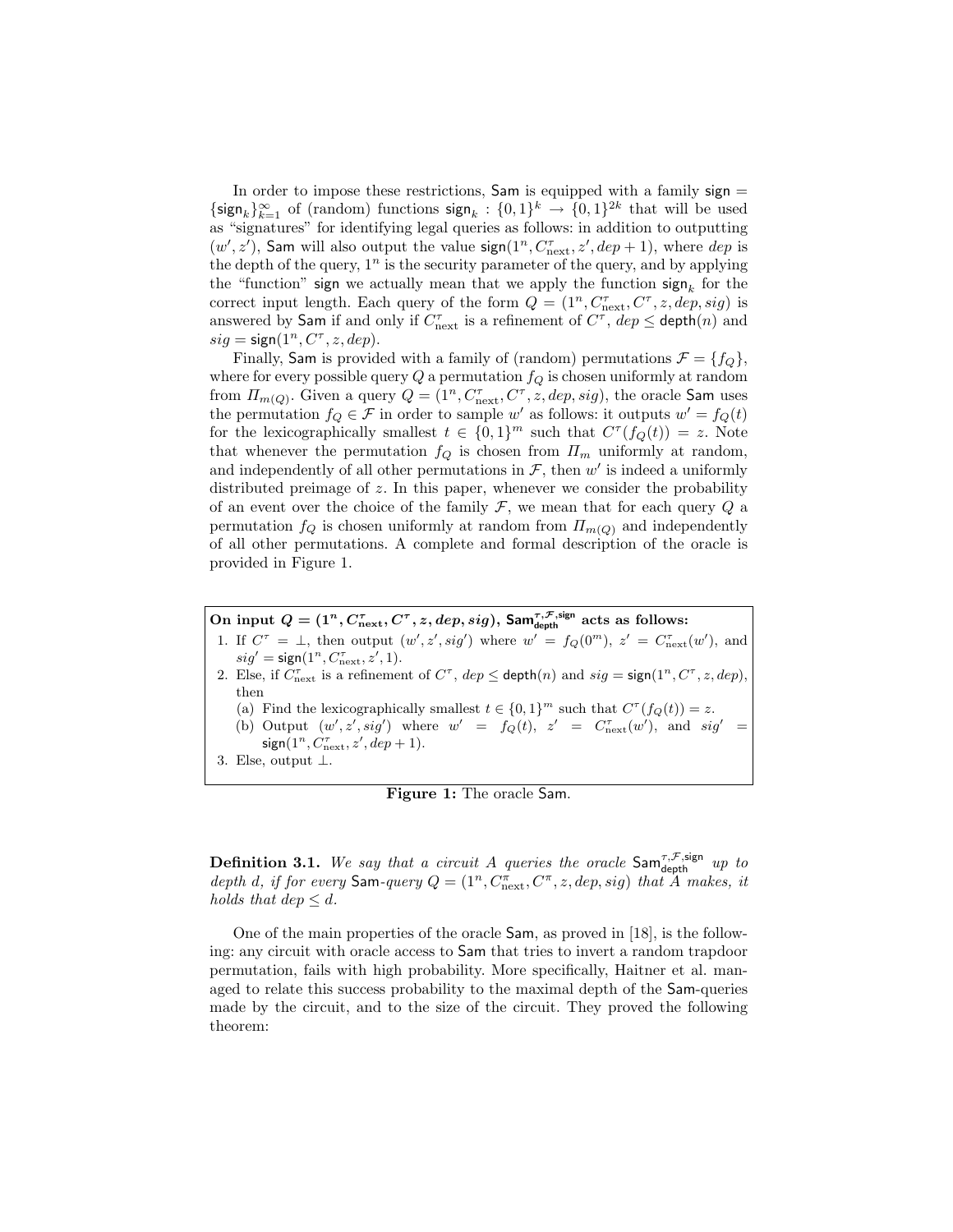In order to impose these restrictions, $\mathsf{Sam}$ is equipped with a family $\mathsf{sign} = \{\mathsf{sign}_k\}_{k=1}^{\infty}$ of (random) functions $\mathsf{sign}_k : \{0,1\}^k \to \{0,1\}^{2k}$ that will be used as "signatures" for identifying legal queries as follows: in addition to outputting $(w', z')$, $\mathsf{Sam}$ will also output the value $\mathsf{sign}(1^n, C^\tau_{\text{next}}, z', dep+1)$, where $dep$ is the depth of the query, $1^n$ is the security parameter of the query, and by applying the "function" $\mathsf{sign}$ we actually mean that we apply the function $\mathsf{sign}_k$ for the correct input length. Each query of the form $Q = (1^n, C^\tau_{\text{next}}, C^\tau, z, dep, sig)$ is answered by $\mathsf{Sam}$ if and only if $C^\tau_{\text{next}}$ is a refinement of $C^\tau$, $dep \leq \mathsf{depth}(n)$ and $sig = \mathsf{sign}(1^n, C^\tau, z, dep)$.

Finally, $\mathsf{Sam}$ is provided with a family of (random) permutations $\mathcal{F} = \{f_Q\}$, where for every possible query $Q$ a permutation $f_Q$ is chosen uniformly at random from $\Pi_{m(Q)}$. Given a query $Q = (1^n, C^\tau_{\text{next}}, C^\tau, z, dep, sig)$, the oracle $\mathsf{Sam}$ uses the permutation $f_Q \in \mathcal{F}$ in order to sample $w'$ as follows: it outputs $w' = f_Q(t)$ for the lexicographically smallest $t \in \{0,1\}^m$ such that $C^\tau(f_Q(t)) = z$. Note that whenever the permutation $f_Q$ is chosen from $\Pi_m$ uniformly at random, and independently of all other permutations in $\mathcal{F}$, then $w'$ is indeed a uniformly distributed preimage of $z$. In this paper, whenever we consider the probability of an event over the choice of the family $\mathcal{F}$, we mean that for each query $Q$ a permutation $f_Q$ is chosen uniformly at random from $\Pi_{m(Q)}$ and independently of all other permutations. A complete and formal description of the oracle is provided in Figure 1.

**On input $Q = (1^n, C^\tau_{\text{next}}, C^\tau, z, dep, sig)$, $\mathsf{Sam}^{\tau,\mathcal{F},\mathsf{sign}}_{\mathsf{depth}}$ acts as follows:**

1. If $C^\tau = \perp$, then output $(w', z', sig')$ where $w' = f_Q(0^m)$, $z' = C^\tau_{\text{next}}(w')$, and $sig' = \mathsf{sign}(1^n, C^\tau_{\text{next}}, z', 1)$.
2. Else, if $C^\tau_{\text{next}}$ is a refinement of $C^\tau$, $dep \leq \mathsf{depth}(n)$ and $sig = \mathsf{sign}(1^n, C^\tau, z, dep)$, then
   (a) Find the lexicographically smallest $t \in \{0,1\}^m$ such that $C^\tau(f_Q(t)) = z$.
   (b) Output $(w', z', sig')$ where $w' = f_Q(t)$, $z' = C^\tau_{\text{next}}(w')$, and $sig' = \mathsf{sign}(1^n, C^\tau_{\text{next}}, z', dep+1)$.
3. Else, output $\perp$.

**Figure 1:** The oracle $\mathsf{Sam}$.

**Definition 3.1.** *We say that a circuit $A$ queries the oracle $\mathsf{Sam}^{\tau,\mathcal{F},\mathsf{sign}}_{\mathsf{depth}}$ up to depth $d$, if for every $\mathsf{Sam}$-query $Q = (1^n, C^\pi_{\text{next}}, C^\pi, z, dep, sig)$ that $A$ makes, it holds that $dep \leq d$.*

One of the main properties of the oracle $\mathsf{Sam}$, as proved in [18], is the following: any circuit with oracle access to $\mathsf{Sam}$ that tries to invert a random trapdoor permutation, fails with high probability. More specifically, Haitner et al. managed to relate this success probability to the maximal depth of the $\mathsf{Sam}$-queries made by the circuit, and to the size of the circuit. They proved the following theorem: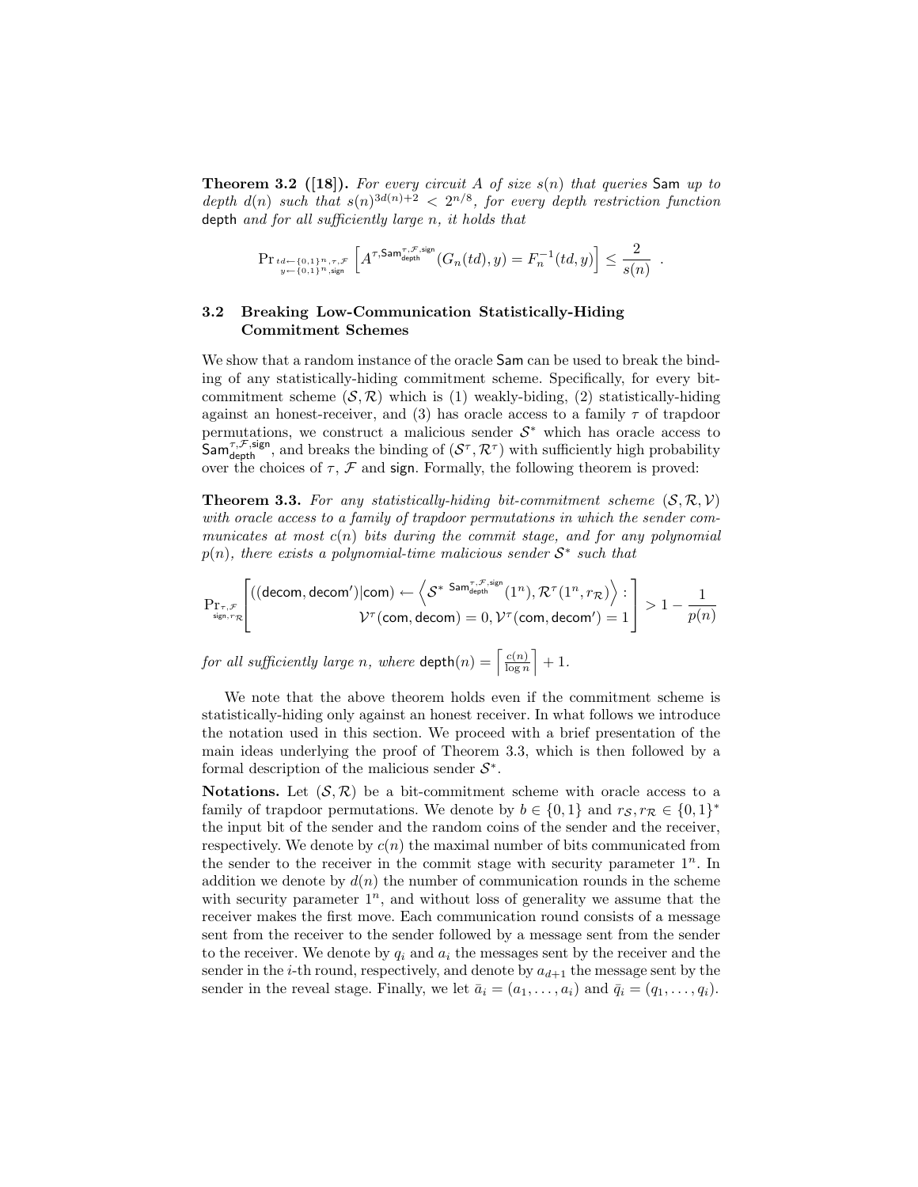**Theorem 3.2 ([18]).** *For every circuit $A$ of size $s(n)$ that queries* Sam *up to depth $d(n)$ such that $s(n)^{3d(n)+2} < 2^{n/8}$, for every depth restriction function* depth *and for all sufficiently large $n$, it holds that*

$$\Pr_{\substack{td \leftarrow \{0,1\}^n, \tau, \mathcal{F} \\ y \leftarrow \{0,1\}^n, \mathsf{sign}}} \left[ A^{\tau, \mathsf{Sam}_{\mathsf{depth}}^{\tau, \mathcal{F}, \mathsf{sign}}}(G_n(td), y) = F_n^{-1}(td, y) \right] \leq \frac{2}{s(n)} \enspace .$$

### 3.2 Breaking Low-Communication Statistically-Hiding Commitment Schemes

We show that a random instance of the oracle Sam can be used to break the binding of any statistically-hiding commitment scheme. Specifically, for every bit-commitment scheme $(\mathcal{S}, \mathcal{R})$ which is (1) weakly-biding, (2) statistically-hiding against an honest-receiver, and (3) has oracle access to a family $\tau$ of trapdoor permutations, we construct a malicious sender $\mathcal{S}^*$ which has oracle access to $\mathsf{Sam}_{\mathsf{depth}}^{\tau, \mathcal{F}, \mathsf{sign}}$, and breaks the binding of $(\mathcal{S}^\tau, \mathcal{R}^\tau)$ with sufficiently high probability over the choices of $\tau$, $\mathcal{F}$ and sign. Formally, the following theorem is proved:

**Theorem 3.3.** *For any statistically-hiding bit-commitment scheme $(\mathcal{S}, \mathcal{R}, \mathcal{V})$ with oracle access to a family of trapdoor permutations in which the sender communicates at most $c(n)$ bits during the commit stage, and for any polynomial $p(n)$, there exists a polynomial-time malicious sender $\mathcal{S}^*$ such that*

$$\Pr_{\substack{\tau, \mathcal{F} \\ \mathsf{sign}, r_{\mathcal{R}}}} \left[ \begin{array}{c} ((\mathsf{decom}, \mathsf{decom}')|\mathsf{com}) \leftarrow \left\langle \mathcal{S}^{*\ \mathsf{Sam}_{\mathsf{depth}}^{\tau, \mathcal{F}, \mathsf{sign}}}(1^n), \mathcal{R}^\tau(1^n, r_{\mathcal{R}}) \right\rangle : \\ \mathcal{V}^\tau(\mathsf{com}, \mathsf{decom}) = 0, \mathcal{V}^\tau(\mathsf{com}, \mathsf{decom}') = 1 \end{array} \right] > 1 - \frac{1}{p(n)}$$

*for all sufficiently large $n$, where $\mathsf{depth}(n) = \left\lceil \frac{c(n)}{\log n} \right\rceil + 1$.*

We note that the above theorem holds even if the commitment scheme is statistically-hiding only against an honest receiver. In what follows we introduce the notation used in this section. We proceed with a brief presentation of the main ideas underlying the proof of Theorem 3.3, which is then followed by a formal description of the malicious sender $\mathcal{S}^*$.

**Notations.** Let $(\mathcal{S}, \mathcal{R})$ be a bit-commitment scheme with oracle access to a family of trapdoor permutations. We denote by $b \in \{0,1\}$ and $r_{\mathcal{S}}, r_{\mathcal{R}} \in \{0,1\}^*$ the input bit of the sender and the random coins of the sender and the receiver, respectively. We denote by $c(n)$ the maximal number of bits communicated from the sender to the receiver in the commit stage with security parameter $1^n$. In addition we denote by $d(n)$ the number of communication rounds in the scheme with security parameter $1^n$, and without loss of generality we assume that the receiver makes the first move. Each communication round consists of a message sent from the receiver to the sender followed by a message sent from the sender to the receiver. We denote by $q_i$ and $a_i$ the messages sent by the receiver and the sender in the $i$-th round, respectively, and denote by $a_{d+1}$ the message sent by the sender in the reveal stage. Finally, we let $\bar{a}_i = (a_1, \ldots, a_i)$ and $\bar{q}_i = (q_1, \ldots, q_i)$.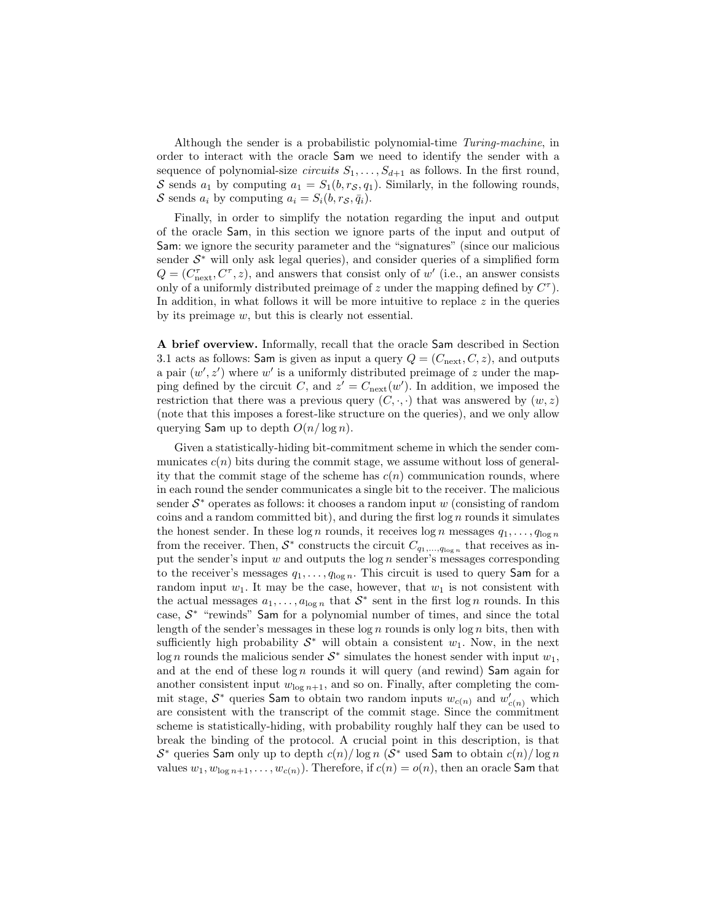Although the sender is a probabilistic polynomial-time *Turing-machine*, in order to interact with the oracle Sam we need to identify the sender with a sequence of polynomial-size *circuits* $S_1, \ldots, S_{d+1}$ as follows. In the first round, $\mathcal{S}$ sends $a_1$ by computing $a_1 = S_1(b, r_{\mathcal{S}}, q_1)$. Similarly, in the following rounds, $\mathcal{S}$ sends $a_i$ by computing $a_i = S_i(b, r_{\mathcal{S}}, \bar{q}_i)$.

Finally, in order to simplify the notation regarding the input and output of the oracle Sam, in this section we ignore parts of the input and output of Sam: we ignore the security parameter and the "signatures" (since our malicious sender $\mathcal{S}^*$ will only ask legal queries), and consider queries of a simplified form $Q = (C^{\tau}_{\mathrm{next}}, C^{\tau}, z)$, and answers that consist only of $w'$ (i.e., an answer consists only of a uniformly distributed preimage of $z$ under the mapping defined by $C^{\tau}$). In addition, in what follows it will be more intuitive to replace $z$ in the queries by its preimage $w$, but this is clearly not essential.

**A brief overview.** Informally, recall that the oracle Sam described in Section 3.1 acts as follows: Sam is given as input a query $Q = (C_{\mathrm{next}}, C, z)$, and outputs a pair $(w', z')$ where $w'$ is a uniformly distributed preimage of $z$ under the mapping defined by the circuit $C$, and $z' = C_{\mathrm{next}}(w')$. In addition, we imposed the restriction that there was a previous query $(C, \cdot, \cdot)$ that was answered by $(w, z)$ (note that this imposes a forest-like structure on the queries), and we only allow querying Sam up to depth $O(n/\log n)$.

Given a statistically-hiding bit-commitment scheme in which the sender communicates $c(n)$ bits during the commit stage, we assume without loss of generality that the commit stage of the scheme has $c(n)$ communication rounds, where in each round the sender communicates a single bit to the receiver. The malicious sender $\mathcal{S}^*$ operates as follows: it chooses a random input $w$ (consisting of random coins and a random committed bit), and during the first $\log n$ rounds it simulates the honest sender. In these $\log n$ rounds, it receives $\log n$ messages $q_1, \ldots, q_{\log n}$ from the receiver. Then, $\mathcal{S}^*$ constructs the circuit $C_{q_1,\ldots,q_{\log n}}$ that receives as input the sender's input $w$ and outputs the $\log n$ sender's messages corresponding to the receiver's messages $q_1, \ldots, q_{\log n}$. This circuit is used to query Sam for a random input $w_1$. It may be the case, however, that $w_1$ is not consistent with the actual messages $a_1, \ldots, a_{\log n}$ that $\mathcal{S}^*$ sent in the first $\log n$ rounds. In this case, $\mathcal{S}^*$ "rewinds" Sam for a polynomial number of times, and since the total length of the sender's messages in these $\log n$ rounds is only $\log n$ bits, then with sufficiently high probability $\mathcal{S}^*$ will obtain a consistent $w_1$. Now, in the next $\log n$ rounds the malicious sender $\mathcal{S}^*$ simulates the honest sender with input $w_1$, and at the end of these $\log n$ rounds it will query (and rewind) Sam again for another consistent input $w_{\log n+1}$, and so on. Finally, after completing the commit stage, $\mathcal{S}^*$ queries Sam to obtain two random inputs $w_{c(n)}$ and $w'_{c(n)}$ which are consistent with the transcript of the commit stage. Since the commitment scheme is statistically-hiding, with probability roughly half they can be used to break the binding of the protocol. A crucial point in this description, is that $\mathcal{S}^*$ queries Sam only up to depth $c(n)/\log n$ ($\mathcal{S}^*$ used Sam to obtain $c(n)/\log n$ values $w_1, w_{\log n+1}, \ldots, w_{c(n)}$). Therefore, if $c(n) = o(n)$, then an oracle Sam that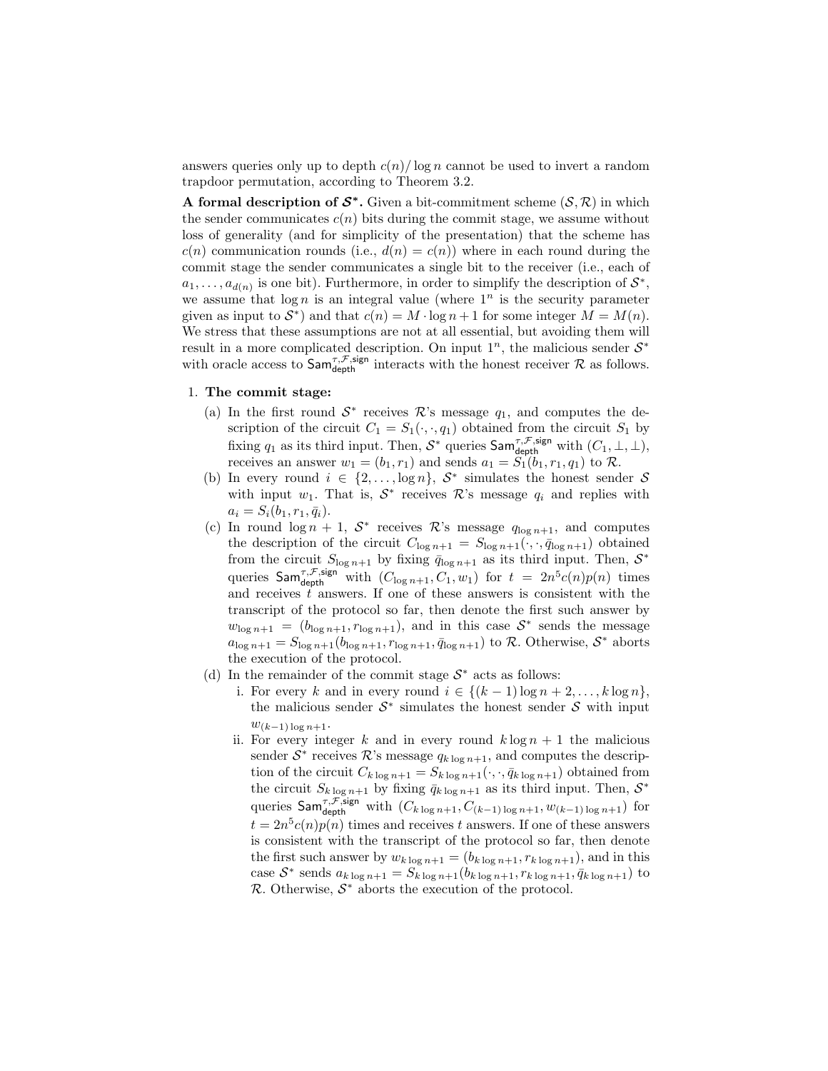answers queries only up to depth $c(n)/\log n$ cannot be used to invert a random trapdoor permutation, according to Theorem 3.2.

**A formal description of $\mathcal{S}^*$.** Given a bit-commitment scheme $(\mathcal{S}, \mathcal{R})$ in which the sender communicates $c(n)$ bits during the commit stage, we assume without loss of generality (and for simplicity of the presentation) that the scheme has $c(n)$ communication rounds (i.e., $d(n) = c(n)$) where in each round during the commit stage the sender communicates a single bit to the receiver (i.e., each of $a_1, \ldots, a_{d(n)}$ is one bit). Furthermore, in order to simplify the description of $\mathcal{S}^*$, we assume that $\log n$ is an integral value (where $1^n$ is the security parameter given as input to $\mathcal{S}^*$) and that $c(n) = M \cdot \log n + 1$ for some integer $M = M(n)$. We stress that these assumptions are not at all essential, but avoiding them will result in a more complicated description. On input $1^n$, the malicious sender $\mathcal{S}^*$ with oracle access to $\mathsf{Sam}^{\tau,\mathcal{F},\mathsf{sign}}_{\mathsf{depth}}$ interacts with the honest receiver $\mathcal{R}$ as follows.

1. **The commit stage:**
   (a) In the first round $\mathcal{S}^*$ receives $\mathcal{R}$'s message $q_1$, and computes the description of the circuit $C_1 = S_1(\cdot, \cdot, q_1)$ obtained from the circuit $S_1$ by fixing $q_1$ as its third input. Then, $\mathcal{S}^*$ queries $\mathsf{Sam}^{\tau,\mathcal{F},\mathsf{sign}}_{\mathsf{depth}}$ with $(C_1, \perp, \perp)$, receives an answer $w_1 = (b_1, r_1)$ and sends $a_1 = S_1(b_1, r_1, q_1)$ to $\mathcal{R}$.
   (b) In every round $i \in \{2, \ldots, \log n\}$, $\mathcal{S}^*$ simulates the honest sender $\mathcal{S}$ with input $w_1$. That is, $\mathcal{S}^*$ receives $\mathcal{R}$'s message $q_i$ and replies with $a_i = S_i(b_1, r_1, \bar{q}_i)$.
   (c) In round $\log n + 1$, $\mathcal{S}^*$ receives $\mathcal{R}$'s message $q_{\log n+1}$, and computes the description of the circuit $C_{\log n+1} = S_{\log n+1}(\cdot, \cdot, \bar{q}_{\log n+1})$ obtained from the circuit $S_{\log n+1}$ by fixing $\bar{q}_{\log n+1}$ as its third input. Then, $\mathcal{S}^*$ queries $\mathsf{Sam}^{\tau,\mathcal{F},\mathsf{sign}}_{\mathsf{depth}}$ with $(C_{\log n+1}, C_1, w_1)$ for $t = 2n^5 c(n)p(n)$ times and receives $t$ answers. If one of these answers is consistent with the transcript of the protocol so far, then denote the first such answer by $w_{\log n+1} = (b_{\log n+1}, r_{\log n+1})$, and in this case $\mathcal{S}^*$ sends the message $a_{\log n+1} = S_{\log n+1}(b_{\log n+1}, r_{\log n+1}, \bar{q}_{\log n+1})$ to $\mathcal{R}$. Otherwise, $\mathcal{S}^*$ aborts the execution of the protocol.
   (d) In the remainder of the commit stage $\mathcal{S}^*$ acts as follows:
      i. For every $k$ and in every round $i \in \{(k-1)\log n + 2, \ldots, k \log n\}$, the malicious sender $\mathcal{S}^*$ simulates the honest sender $\mathcal{S}$ with input $w_{(k-1)\log n+1}$.
      ii. For every integer $k$ and in every round $k \log n + 1$ the malicious sender $\mathcal{S}^*$ receives $\mathcal{R}$'s message $q_{k \log n+1}$, and computes the description of the circuit $C_{k \log n+1} = S_{k \log n+1}(\cdot, \cdot, \bar{q}_{k \log n+1})$ obtained from the circuit $S_{k \log n+1}$ by fixing $\bar{q}_{k \log n+1}$ as its third input. Then, $\mathcal{S}^*$ queries $\mathsf{Sam}^{\tau,\mathcal{F},\mathsf{sign}}_{\mathsf{depth}}$ with $(C_{k \log n+1}, C_{(k-1)\log n+1}, w_{(k-1)\log n+1})$ for $t = 2n^5 c(n)p(n)$ times and receives $t$ answers. If one of these answers is consistent with the transcript of the protocol so far, then denote the first such answer by $w_{k \log n+1} = (b_{k \log n+1}, r_{k \log n+1})$, and in this case $\mathcal{S}^*$ sends $a_{k \log n+1} = S_{k \log n+1}(b_{k \log n+1}, r_{k \log n+1}, \bar{q}_{k \log n+1})$ to $\mathcal{R}$. Otherwise, $\mathcal{S}^*$ aborts the execution of the protocol.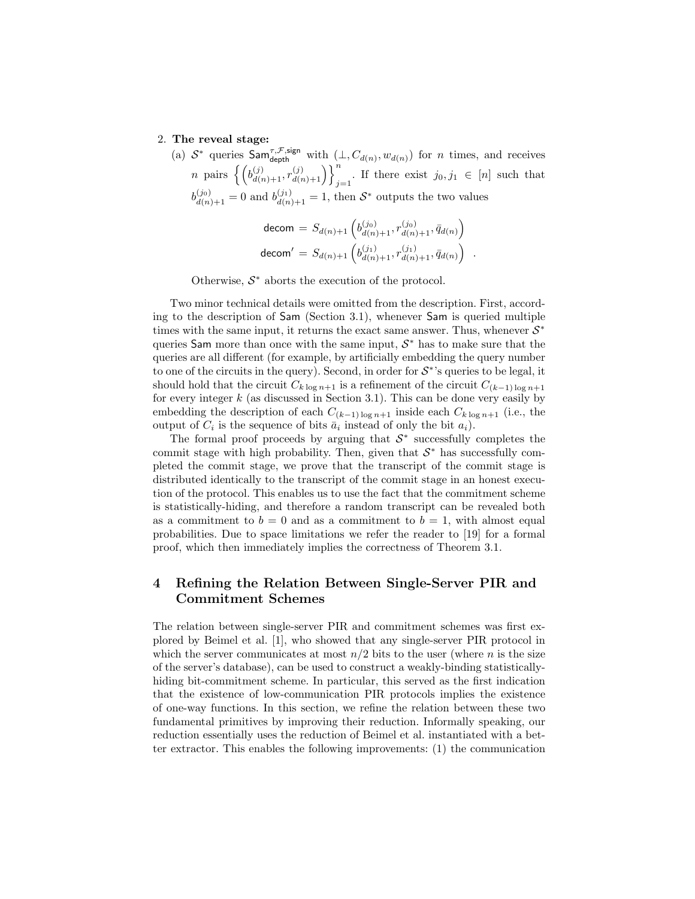2. **The reveal stage:**
   (a) $\mathcal{S}^*$ queries $\mathsf{Sam}^{\tau,\mathcal{F},\mathsf{sign}}_{\mathsf{depth}}$ with $(\perp, C_{d(n)}, w_{d(n)})$ for $n$ times, and receives $n$ pairs $\left\{\left(b^{(j)}_{d(n)+1}, r^{(j)}_{d(n)+1}\right)\right\}_{j=1}^{n}$. If there exist $j_0, j_1 \in [n]$ such that $b^{(j_0)}_{d(n)+1} = 0$ and $b^{(j_1)}_{d(n)+1} = 1$, then $\mathcal{S}^*$ outputs the two values

$$\mathsf{decom} = S_{d(n)+1}\left(b^{(j_0)}_{d(n)+1}, r^{(j_0)}_{d(n)+1}, \bar{q}_{d(n)}\right)$$
$$\mathsf{decom}' = S_{d(n)+1}\left(b^{(j_1)}_{d(n)+1}, r^{(j_1)}_{d(n)+1}, \bar{q}_{d(n)}\right) \quad .$$

   Otherwise, $\mathcal{S}^*$ aborts the execution of the protocol.

Two minor technical details were omitted from the description. First, according to the description of $\mathsf{Sam}$ (Section 3.1), whenever $\mathsf{Sam}$ is queried multiple times with the same input, it returns the exact same answer. Thus, whenever $\mathcal{S}^*$ queries $\mathsf{Sam}$ more than once with the same input, $\mathcal{S}^*$ has to make sure that the queries are all different (for example, by artificially embedding the query number to one of the circuits in the query). Second, in order for $\mathcal{S}^*$'s queries to be legal, it should hold that the circuit $C_{k \log n+1}$ is a refinement of the circuit $C_{(k-1)\log n+1}$ for every integer $k$ (as discussed in Section 3.1). This can be done very easily by embedding the description of each $C_{(k-1)\log n+1}$ inside each $C_{k\log n+1}$ (i.e., the output of $C_i$ is the sequence of bits $\bar{a}_i$ instead of only the bit $a_i$).

The formal proof proceeds by arguing that $\mathcal{S}^*$ successfully completes the commit stage with high probability. Then, given that $\mathcal{S}^*$ has successfully completed the commit stage, we prove that the transcript of the commit stage is distributed identically to the transcript of the commit stage in an honest execution of the protocol. This enables us to use the fact that the commitment scheme is statistically-hiding, and therefore a random transcript can be revealed both as a commitment to $b = 0$ and as a commitment to $b = 1$, with almost equal probabilities. Due to space limitations we refer the reader to [19] for a formal proof, which then immediately implies the correctness of Theorem 3.1.

# 4 Refining the Relation Between Single-Server PIR and Commitment Schemes

The relation between single-server PIR and commitment schemes was first explored by Beimel et al. [1], who showed that any single-server PIR protocol in which the server communicates at most $n/2$ bits to the user (where $n$ is the size of the server's database), can be used to construct a weakly-binding statistically-hiding bit-commitment scheme. In particular, this served as the first indication that the existence of low-communication PIR protocols implies the existence of one-way functions. In this section, we refine the relation between these two fundamental primitives by improving their reduction. Informally speaking, our reduction essentially uses the reduction of Beimel et al. instantiated with a better extractor. This enables the following improvements: (1) the communication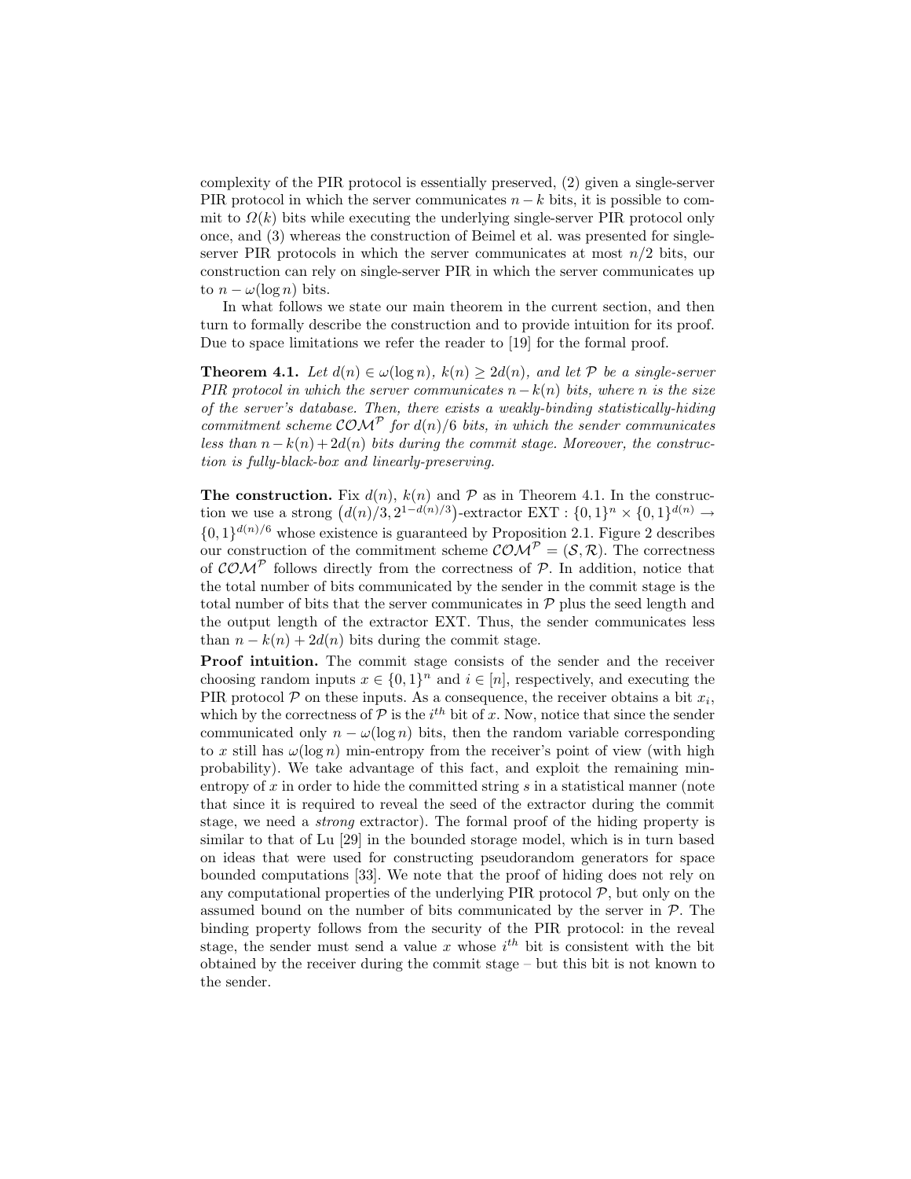complexity of the PIR protocol is essentially preserved, (2) given a single-server PIR protocol in which the server communicates $n - k$ bits, it is possible to commit to $\Omega(k)$ bits while executing the underlying single-server PIR protocol only once, and (3) whereas the construction of Beimel et al. was presented for single-server PIR protocols in which the server communicates at most $n/2$ bits, our construction can rely on single-server PIR in which the server communicates up to $n - \omega(\log n)$ bits.

In what follows we state our main theorem in the current section, and then turn to formally describe the construction and to provide intuition for its proof. Due to space limitations we refer the reader to [19] for the formal proof.

**Theorem 4.1.** *Let $d(n) \in \omega(\log n)$, $k(n) \geq 2d(n)$, and let $\mathcal{P}$ be a single-server PIR protocol in which the server communicates $n - k(n)$ bits, where $n$ is the size of the server's database. Then, there exists a weakly-binding statistically-hiding commitment scheme $\mathcal{COM}^{\mathcal{P}}$ for $d(n)/6$ bits, in which the sender communicates less than $n - k(n) + 2d(n)$ bits during the commit stage. Moreover, the construction is fully-black-box and linearly-preserving.*

**The construction.** Fix $d(n)$, $k(n)$ and $\mathcal{P}$ as in Theorem 4.1. In the construction we use a strong $\left(d(n)/3, 2^{1-d(n)/3}\right)$-extractor $\text{EXT} : \{0,1\}^n \times \{0,1\}^{d(n)} \rightarrow \{0,1\}^{d(n)/6}$ whose existence is guaranteed by Proposition 2.1. Figure 2 describes our construction of the commitment scheme $\mathcal{COM}^{\mathcal{P}} = (\mathcal{S}, \mathcal{R})$. The correctness of $\mathcal{COM}^{\mathcal{P}}$ follows directly from the correctness of $\mathcal{P}$. In addition, notice that the total number of bits communicated by the sender in the commit stage is the total number of bits that the server communicates in $\mathcal{P}$ plus the seed length and the output length of the extractor EXT. Thus, the sender communicates less than $n - k(n) + 2d(n)$ bits during the commit stage.

**Proof intuition.** The commit stage consists of the sender and the receiver choosing random inputs $x \in \{0,1\}^n$ and $i \in [n]$, respectively, and executing the PIR protocol $\mathcal{P}$ on these inputs. As a consequence, the receiver obtains a bit $x_i$, which by the correctness of $\mathcal{P}$ is the $i^{th}$ bit of $x$. Now, notice that since the sender communicated only $n - \omega(\log n)$ bits, then the random variable corresponding to $x$ still has $\omega(\log n)$ min-entropy from the receiver's point of view (with high probability). We take advantage of this fact, and exploit the remaining min-entropy of $x$ in order to hide the committed string $s$ in a statistical manner (note that since it is required to reveal the seed of the extractor during the commit stage, we need a *strong* extractor). The formal proof of the hiding property is similar to that of Lu [29] in the bounded storage model, which is in turn based on ideas that were used for constructing pseudorandom generators for space bounded computations [33]. We note that the proof of hiding does not rely on any computational properties of the underlying PIR protocol $\mathcal{P}$, but only on the assumed bound on the number of bits communicated by the server in $\mathcal{P}$. The binding property follows from the security of the PIR protocol: in the reveal stage, the sender must send a value $x$ whose $i^{th}$ bit is consistent with the bit obtained by the receiver during the commit stage – but this bit is not known to the sender.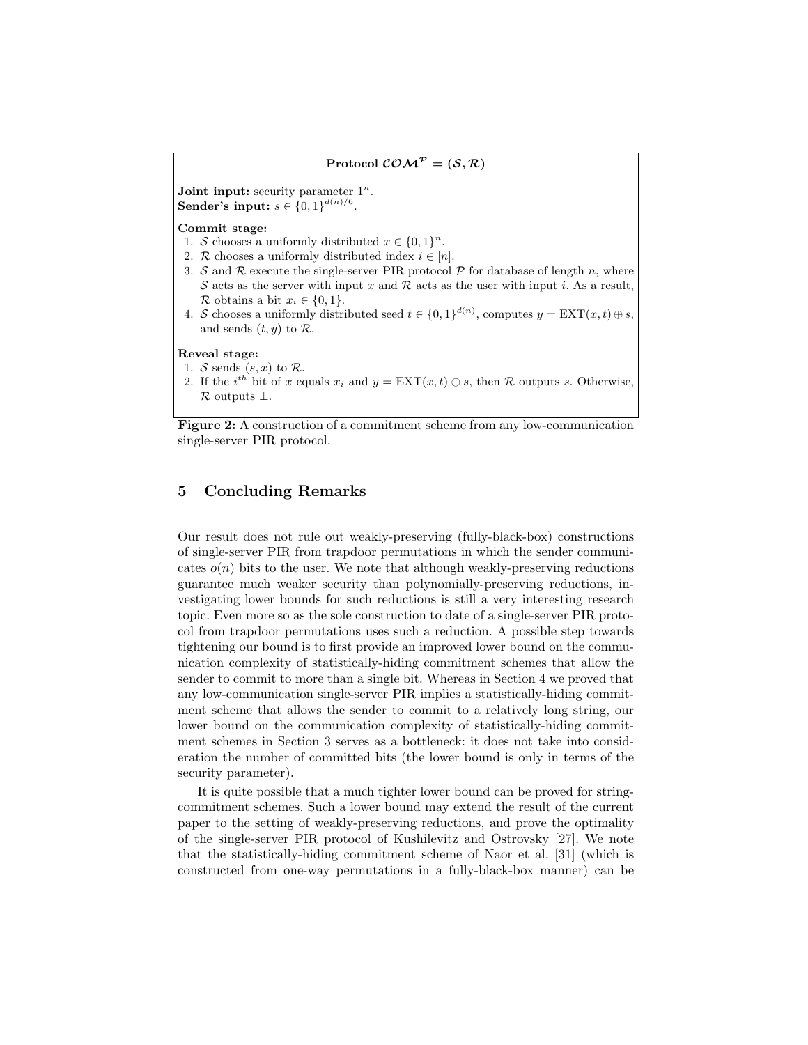**Protocol $\mathcal{COM}^{\mathcal{P}} = (\mathcal{S}, \mathcal{R})$**

**Joint input:** security parameter $1^n$.
**Sender's input:** $s \in \{0,1\}^{d(n)/6}$.

**Commit stage:**

1. $\mathcal{S}$ chooses a uniformly distributed $x \in \{0,1\}^n$.
2. $\mathcal{R}$ chooses a uniformly distributed index $i \in [n]$.
3. $\mathcal{S}$ and $\mathcal{R}$ execute the single-server PIR protocol $\mathcal{P}$ for database of length $n$, where $\mathcal{S}$ acts as the server with input $x$ and $\mathcal{R}$ acts as the user with input $i$. As a result, $\mathcal{R}$ obtains a bit $x_i \in \{0,1\}$.
4. $\mathcal{S}$ chooses a uniformly distributed seed $t \in \{0,1\}^{d(n)}$, computes $y = \mathrm{EXT}(x,t) \oplus s$, and sends $(t, y)$ to $\mathcal{R}$.

**Reveal stage:**

1. $\mathcal{S}$ sends $(s, x)$ to $\mathcal{R}$.
2. If the $i^{th}$ bit of $x$ equals $x_i$ and $y = \mathrm{EXT}(x,t) \oplus s$, then $\mathcal{R}$ outputs $s$. Otherwise, $\mathcal{R}$ outputs $\perp$.

**Figure 2:** A construction of a commitment scheme from any low-communication single-server PIR protocol.

## 5 Concluding Remarks

Our result does not rule out weakly-preserving (fully-black-box) constructions of single-server PIR from trapdoor permutations in which the sender communicates $o(n)$ bits to the user. We note that although weakly-preserving reductions guarantee much weaker security than polynomially-preserving reductions, investigating lower bounds for such reductions is still a very interesting research topic. Even more so as the sole construction to date of a single-server PIR protocol from trapdoor permutations uses such a reduction. A possible step towards tightening our bound is to first provide an improved lower bound on the communication complexity of statistically-hiding commitment schemes that allow the sender to commit to more than a single bit. Whereas in Section 4 we proved that any low-communication single-server PIR implies a statistically-hiding commitment scheme that allows the sender to commit to a relatively long string, our lower bound on the communication complexity of statistically-hiding commitment schemes in Section 3 serves as a bottleneck: it does not take into consideration the number of committed bits (the lower bound is only in terms of the security parameter).

It is quite possible that a much tighter lower bound can be proved for string-commitment schemes. Such a lower bound may extend the result of the current paper to the setting of weakly-preserving reductions, and prove the optimality of the single-server PIR protocol of Kushilevitz and Ostrovsky [27]. We note that the statistically-hiding commitment scheme of Naor et al. [31] (which is constructed from one-way permutations in a fully-black-box manner) can be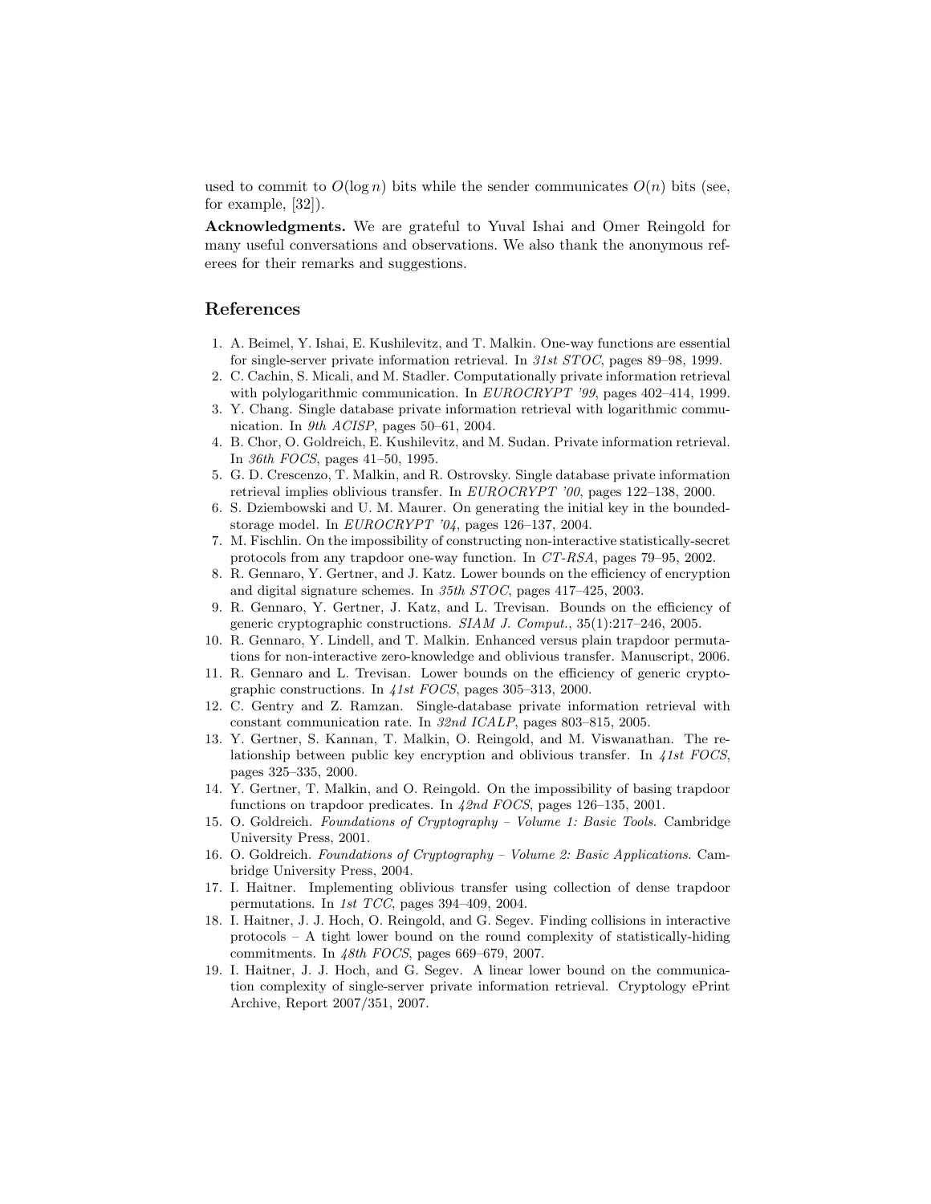used to commit to $O(\log n)$ bits while the sender communicates $O(n)$ bits (see, for example, [32]).

**Acknowledgments.** We are grateful to Yuval Ishai and Omer Reingold for many useful conversations and observations. We also thank the anonymous referees for their remarks and suggestions.

## References

1. A. Beimel, Y. Ishai, E. Kushilevitz, and T. Malkin. One-way functions are essential for single-server private information retrieval. In *31st STOC*, pages 89–98, 1999.
2. C. Cachin, S. Micali, and M. Stadler. Computationally private information retrieval with polylogarithmic communication. In *EUROCRYPT '99*, pages 402–414, 1999.
3. Y. Chang. Single database private information retrieval with logarithmic communication. In *9th ACISP*, pages 50–61, 2004.
4. B. Chor, O. Goldreich, E. Kushilevitz, and M. Sudan. Private information retrieval. In *36th FOCS*, pages 41–50, 1995.
5. G. D. Crescenzo, T. Malkin, and R. Ostrovsky. Single database private information retrieval implies oblivious transfer. In *EUROCRYPT '00*, pages 122–138, 2000.
6. S. Dziembowski and U. M. Maurer. On generating the initial key in the bounded-storage model. In *EUROCRYPT '04*, pages 126–137, 2004.
7. M. Fischlin. On the impossibility of constructing non-interactive statistically-secret protocols from any trapdoor one-way function. In *CT-RSA*, pages 79–95, 2002.
8. R. Gennaro, Y. Gertner, and J. Katz. Lower bounds on the efficiency of encryption and digital signature schemes. In *35th STOC*, pages 417–425, 2003.
9. R. Gennaro, Y. Gertner, J. Katz, and L. Trevisan. Bounds on the efficiency of generic cryptographic constructions. *SIAM J. Comput.*, 35(1):217–246, 2005.
10. R. Gennaro, Y. Lindell, and T. Malkin. Enhanced versus plain trapdoor permutations for non-interactive zero-knowledge and oblivious transfer. Manuscript, 2006.
11. R. Gennaro and L. Trevisan. Lower bounds on the efficiency of generic cryptographic constructions. In *41st FOCS*, pages 305–313, 2000.
12. C. Gentry and Z. Ramzan. Single-database private information retrieval with constant communication rate. In *32nd ICALP*, pages 803–815, 2005.
13. Y. Gertner, S. Kannan, T. Malkin, O. Reingold, and M. Viswanathan. The relationship between public key encryption and oblivious transfer. In *41st FOCS*, pages 325–335, 2000.
14. Y. Gertner, T. Malkin, and O. Reingold. On the impossibility of basing trapdoor functions on trapdoor predicates. In *42nd FOCS*, pages 126–135, 2001.
15. O. Goldreich. *Foundations of Cryptography – Volume 1: Basic Tools*. Cambridge University Press, 2001.
16. O. Goldreich. *Foundations of Cryptography – Volume 2: Basic Applications*. Cambridge University Press, 2004.
17. I. Haitner. Implementing oblivious transfer using collection of dense trapdoor permutations. In *1st TCC*, pages 394–409, 2004.
18. I. Haitner, J. J. Hoch, O. Reingold, and G. Segev. Finding collisions in interactive protocols – A tight lower bound on the round complexity of statistically-hiding commitments. In *48th FOCS*, pages 669–679, 2007.
19. I. Haitner, J. J. Hoch, and G. Segev. A linear lower bound on the communication complexity of single-server private information retrieval. Cryptology ePrint Archive, Report 2007/351, 2007.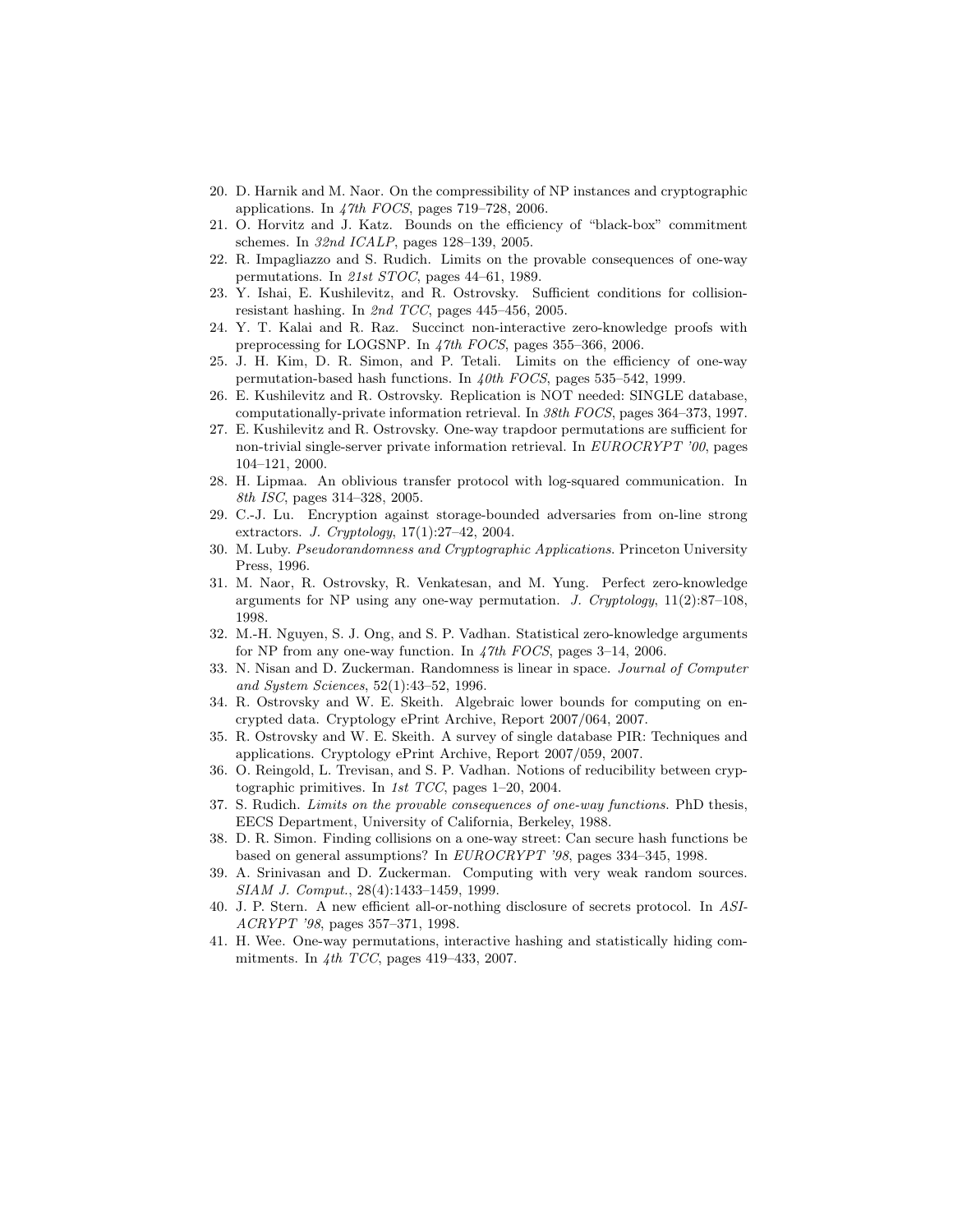20. D. Harnik and M. Naor. On the compressibility of NP instances and cryptographic applications. In *47th FOCS*, pages 719–728, 2006.
21. O. Horvitz and J. Katz. Bounds on the efficiency of "black-box" commitment schemes. In *32nd ICALP*, pages 128–139, 2005.
22. R. Impagliazzo and S. Rudich. Limits on the provable consequences of one-way permutations. In *21st STOC*, pages 44–61, 1989.
23. Y. Ishai, E. Kushilevitz, and R. Ostrovsky. Sufficient conditions for collision-resistant hashing. In *2nd TCC*, pages 445–456, 2005.
24. Y. T. Kalai and R. Raz. Succinct non-interactive zero-knowledge proofs with preprocessing for LOGSNP. In *47th FOCS*, pages 355–366, 2006.
25. J. H. Kim, D. R. Simon, and P. Tetali. Limits on the efficiency of one-way permutation-based hash functions. In *40th FOCS*, pages 535–542, 1999.
26. E. Kushilevitz and R. Ostrovsky. Replication is NOT needed: SINGLE database, computationally-private information retrieval. In *38th FOCS*, pages 364–373, 1997.
27. E. Kushilevitz and R. Ostrovsky. One-way trapdoor permutations are sufficient for non-trivial single-server private information retrieval. In *EUROCRYPT '00*, pages 104–121, 2000.
28. H. Lipmaa. An oblivious transfer protocol with log-squared communication. In *8th ISC*, pages 314–328, 2005.
29. C.-J. Lu. Encryption against storage-bounded adversaries from on-line strong extractors. *J. Cryptology*, 17(1):27–42, 2004.
30. M. Luby. *Pseudorandomness and Cryptographic Applications*. Princeton University Press, 1996.
31. M. Naor, R. Ostrovsky, R. Venkatesan, and M. Yung. Perfect zero-knowledge arguments for NP using any one-way permutation. *J. Cryptology*, 11(2):87–108, 1998.
32. M.-H. Nguyen, S. J. Ong, and S. P. Vadhan. Statistical zero-knowledge arguments for NP from any one-way function. In *47th FOCS*, pages 3–14, 2006.
33. N. Nisan and D. Zuckerman. Randomness is linear in space. *Journal of Computer and System Sciences*, 52(1):43–52, 1996.
34. R. Ostrovsky and W. E. Skeith. Algebraic lower bounds for computing on encrypted data. Cryptology ePrint Archive, Report 2007/064, 2007.
35. R. Ostrovsky and W. E. Skeith. A survey of single database PIR: Techniques and applications. Cryptology ePrint Archive, Report 2007/059, 2007.
36. O. Reingold, L. Trevisan, and S. P. Vadhan. Notions of reducibility between cryptographic primitives. In *1st TCC*, pages 1–20, 2004.
37. S. Rudich. *Limits on the provable consequences of one-way functions*. PhD thesis, EECS Department, University of California, Berkeley, 1988.
38. D. R. Simon. Finding collisions on a one-way street: Can secure hash functions be based on general assumptions? In *EUROCRYPT '98*, pages 334–345, 1998.
39. A. Srinivasan and D. Zuckerman. Computing with very weak random sources. *SIAM J. Comput.*, 28(4):1433–1459, 1999.
40. J. P. Stern. A new efficient all-or-nothing disclosure of secrets protocol. In *ASIACRYPT '98*, pages 357–371, 1998.
41. H. Wee. One-way permutations, interactive hashing and statistically hiding commitments. In *4th TCC*, pages 419–433, 2007.